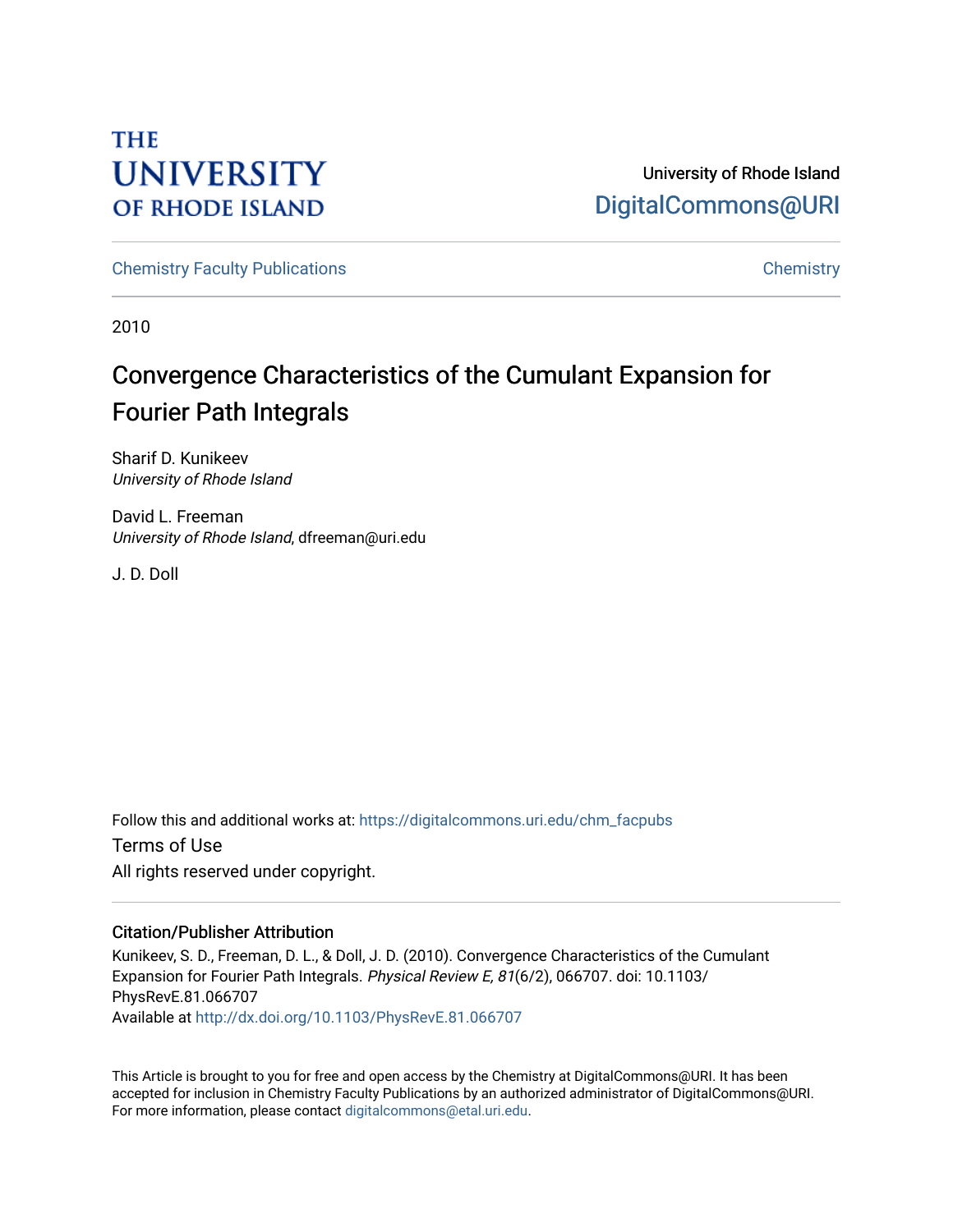THE UNIVERSITY OF RHODE ISLAND

University of Rhode Island
DigitalCommons@URI

Chemistry Faculty Publications | Chemistry

2010

# Convergence Characteristics of the Cumulant Expansion for Fourier Path Integrals

Sharif D. Kunikeev
*University of Rhode Island*

David L. Freeman
*University of Rhode Island*, dfreeman@uri.edu

J. D. Doll

Follow this and additional works at: https://digitalcommons.uri.edu/chm_facpubs

Terms of Use
All rights reserved under copyright.

### Citation/Publisher Attribution

Kunikeev, S. D., Freeman, D. L., & Doll, J. D. (2010). Convergence Characteristics of the Cumulant Expansion for Fourier Path Integrals. *Physical Review E, 81*(6/2), 066707. doi: 10.1103/PhysRevE.81.066707
Available at http://dx.doi.org/10.1103/PhysRevE.81.066707

This Article is brought to you for free and open access by the Chemistry at DigitalCommons@URI. It has been accepted for inclusion in Chemistry Faculty Publications by an authorized administrator of DigitalCommons@URI. For more information, please contact digitalcommons@etal.uri.edu.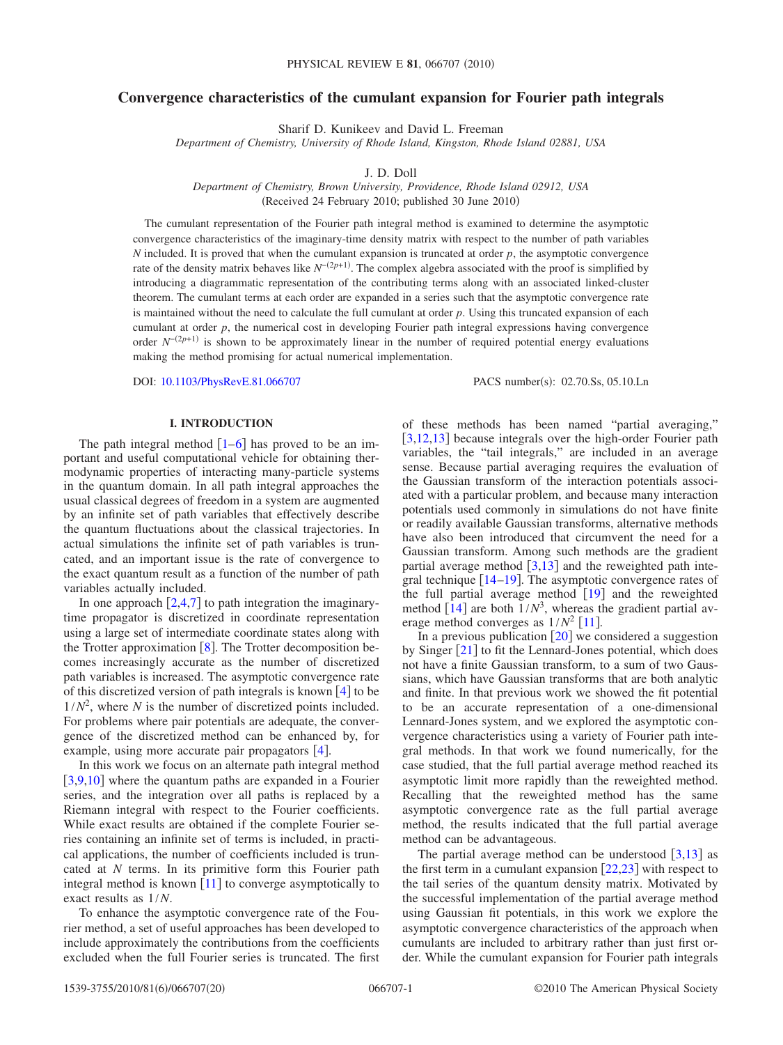# Convergence characteristics of the cumulant expansion for Fourier path integrals

Sharif D. Kunikeev and David L. Freeman

*Department of Chemistry, University of Rhode Island, Kingston, Rhode Island 02881, USA*

J. D. Doll

*Department of Chemistry, Brown University, Providence, Rhode Island 02912, USA*

(Received 24 February 2010; published 30 June 2010)

The cumulant representation of the Fourier path integral method is examined to determine the asymptotic convergence characteristics of the imaginary-time density matrix with respect to the number of path variables $N$ included. It is proved that when the cumulant expansion is truncated at order $p$, the asymptotic convergence rate of the density matrix behaves like $N^{-(2p+1)}$. The complex algebra associated with the proof is simplified by introducing a diagrammatic representation of the contributing terms along with an associated linked-cluster theorem. The cumulant terms at each order are expanded in a series such that the asymptotic convergence rate is maintained without the need to calculate the full cumulant at order $p$. Using this truncated expansion of each cumulant at order $p$, the numerical cost in developing Fourier path integral expressions having convergence order $N^{-(2p+1)}$ is shown to be approximately linear in the number of required potential energy evaluations making the method promising for actual numerical implementation.

DOI: 10.1103/PhysRevE.81.066707

PACS number(s): 02.70.Ss, 05.10.Ln

## I. INTRODUCTION

The path integral method [1–6] has proved to be an important and useful computational vehicle for obtaining thermodynamic properties of interacting many-particle systems in the quantum domain. In all path integral approaches the usual classical degrees of freedom in a system are augmented by an infinite set of path variables that effectively describe the quantum fluctuations about the classical trajectories. In actual simulations the infinite set of path variables is truncated, and an important issue is the rate of convergence to the exact quantum result as a function of the number of path variables actually included.

In one approach [2,4,7] to path integration the imaginary-time propagator is discretized in coordinate representation using a large set of intermediate coordinate states along with the Trotter approximation [8]. The Trotter decomposition becomes increasingly accurate as the number of discretized path variables is increased. The asymptotic convergence rate of this discretized version of path integrals is known [4] to be $1/N^2$, where $N$ is the number of discretized points included. For problems where pair potentials are adequate, the convergence of the discretized method can be enhanced by, for example, using more accurate pair propagators [4].

In this work we focus on an alternate path integral method [3,9,10] where the quantum paths are expanded in a Fourier series, and the integration over all paths is replaced by a Riemann integral with respect to the Fourier coefficients. While exact results are obtained if the complete Fourier series containing an infinite set of terms is included, in practical applications, the number of coefficients included is truncated at $N$ terms. In its primitive form this Fourier path integral method is known [11] to converge asymptotically to exact results as $1/N$.

To enhance the asymptotic convergence rate of the Fourier method, a set of useful approaches has been developed to include approximately the contributions from the coefficients excluded when the full Fourier series is truncated. The first of these methods has been named "partial averaging," [3,12,13] because integrals over the high-order Fourier path variables, the "tail integrals," are included in an average sense. Because partial averaging requires the evaluation of the Gaussian transform of the interaction potentials associated with a particular problem, and because many interaction potentials used commonly in simulations do not have finite or readily available Gaussian transforms, alternative methods have also been introduced that circumvent the need for a Gaussian transform. Among such methods are the gradient partial average method [3,13] and the reweighted path integral technique [14–19]. The asymptotic convergence rates of the full partial average method [19] and the reweighted method [14] are both $1/N^3$, whereas the gradient partial average method converges as $1/N^2$ [11].

In a previous publication [20] we considered a suggestion by Singer [21] to fit the Lennard-Jones potential, which does not have a finite Gaussian transform, to a sum of two Gaussians, which have Gaussian transforms that are both analytic and finite. In that previous work we showed the fit potential to be an accurate representation of a one-dimensional Lennard-Jones system, and we explored the asymptotic convergence characteristics using a variety of Fourier path integral methods. In that work we found numerically, for the case studied, that the full partial average method reached its asymptotic limit more rapidly than the reweighted method. Recalling that the reweighted method has the same asymptotic convergence rate as the full partial average method, the results indicated that the full partial average method can be advantageous.

The partial average method can be understood [3,13] as the first term in a cumulant expansion [22,23] with respect to the tail series of the quantum density matrix. Motivated by the successful implementation of the partial average method using Gaussian fit potentials, in this work we explore the asymptotic convergence characteristics of the approach when cumulants are included to arbitrary rather than just first order. While the cumulant expansion for Fourier path integrals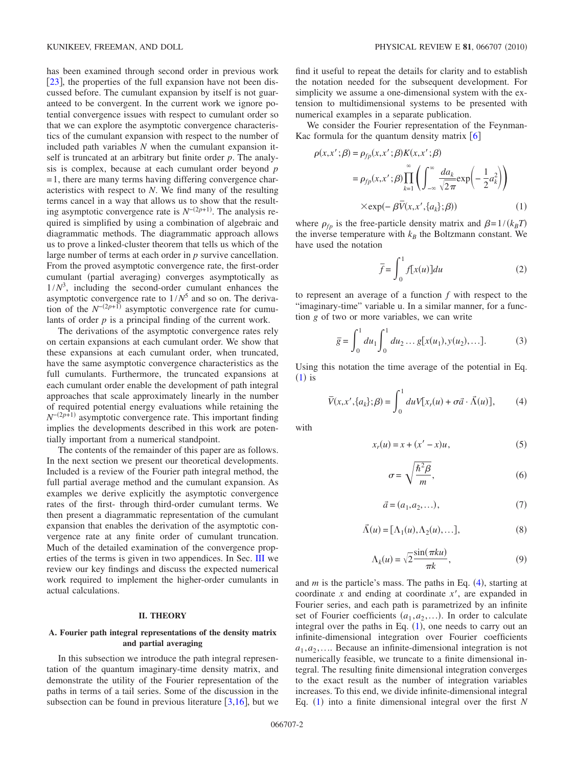has been examined through second order in previous work [23], the properties of the full expansion have not been discussed before. The cumulant expansion by itself is not guaranteed to be convergent. In the current work we ignore potential convergence issues with respect to cumulant order so that we can explore the asymptotic convergence characteristics of the cumulant expansion with respect to the number of included path variables $N$ when the cumulant expansion itself is truncated at an arbitrary but finite order $p$. The analysis is complex, because at each cumulant order beyond $p=1$, there are many terms having differing convergence characteristics with respect to $N$. We find many of the resulting terms cancel in a way that allows us to show that the resulting asymptotic convergence rate is $N^{-(2p+1)}$. The analysis required is simplified by using a combination of algebraic and diagrammatic methods. The diagrammatic approach allows us to prove a linked-cluster theorem that tells us which of the large number of terms at each order in $p$ survive cancellation. From the proved asymptotic convergence rate, the first-order cumulant (partial averaging) converges asymptotically as $1/N^3$, including the second-order cumulant enhances the asymptotic convergence rate to $1/N^5$ and so on. The derivation of the $N^{-(2p+1)}$ asymptotic convergence rate for cumulants of order $p$ is a principal finding of the current work.

The derivations of the asymptotic convergence rates rely on certain expansions at each cumulant order. We show that these expansions at each cumulant order, when truncated, have the same asymptotic convergence characteristics as the full cumulants. Furthermore, the truncated expansions at each cumulant order enable the development of path integral approaches that scale approximately linearly in the number of required potential energy evaluations while retaining the $N^{-(2p+1)}$ asymptotic convergence rate. This important finding implies the developments described in this work are potentially important from a numerical standpoint.

The contents of the remainder of this paper are as follows. In the next section we present our theoretical developments. Included is a review of the Fourier path integral method, the full partial average method and the cumulant expansion. As examples we derive explicitly the asymptotic convergence rates of the first- through third-order cumulant terms. We then present a diagrammatic representation of the cumulant expansion that enables the derivation of the asymptotic convergence rate at any finite order of cumulant truncation. Much of the detailed examination of the convergence properties of the terms is given in two appendices. In Sec. III we review our key findings and discuss the expected numerical work required to implement the higher-order cumulants in actual calculations.

## II. THEORY

### A. Fourier path integral representations of the density matrix and partial averaging

In this subsection we introduce the path integral representation of the quantum imaginary-time density matrix, and demonstrate the utility of the Fourier representation of the paths in terms of a tail series. Some of the discussion in the subsection can be found in previous literature [3,16], but we find it useful to repeat the details for clarity and to establish the notation needed for the subsequent development. For simplicity we assume a one-dimensional system with the extension to multidimensional systems to be presented with numerical examples in a separate publication.

We consider the Fourier representation of the Feynman-Kac formula for the quantum density matrix [6]

$$\begin{aligned}\rho(x,x';\beta) &= \rho_{fp}(x,x';\beta)K(x,x';\beta)\\ &= \rho_{fp}(x,x';\beta)\prod_{k=1}^{\infty}\left(\int_{-\infty}^{\infty}\frac{da_k}{\sqrt{2\pi}}\exp\left(-\frac{1}{2}a_k^2\right)\right)\\ &\quad\times\exp(-\beta\bar{V}(x,x',\{a_k\};\beta))\end{aligned} \tag{1}$$

where $\rho_{fp}$ is the free-particle density matrix and $\beta=1/(k_BT)$ the inverse temperature with $k_B$ the Boltzmann constant. We have used the notation

$$\bar{f}=\int_0^1 f[x(u)]du \tag{2}$$

to represent an average of a function $f$ with respect to the "imaginary-time" variable u. In a similar manner, for a function $g$ of two or more variables, we can write

$$\bar{g}=\int_0^1 du_1\int_0^1 du_2\ldots g[x(u_1),y(u_2),\ldots]. \tag{3}$$

Using this notation the time average of the potential in Eq. (1) is

$$\bar{V}(x,x',\{a_k\};\beta)=\int_0^1 du V[x_r(u)+\sigma\vec{a}\cdot\vec{\Lambda}(u)], \tag{4}$$

with

$$x_r(u)=x+(x'-x)u, \tag{5}$$

$$\sigma=\sqrt{\frac{\hbar^2\beta}{m}}, \tag{6}$$

$$\vec{a}=(a_1,a_2,\ldots), \tag{7}$$

$$\vec{\Lambda}(u)=[\Lambda_1(u),\Lambda_2(u),\ldots], \tag{8}$$

$$\Lambda_k(u)=\sqrt{2}\frac{\sin(\pi ku)}{\pi k}, \tag{9}$$

and $m$ is the particle's mass. The paths in Eq. (4), starting at coordinate $x$ and ending at coordinate $x'$, are expanded in Fourier series, and each path is parametrized by an infinite set of Fourier coefficients $(a_1,a_2,\ldots)$. In order to calculate integral over the paths in Eq. (1), one needs to carry out an infinite-dimensional integration over Fourier coefficients $a_1,a_2,\ldots$. Because an infinite-dimensional integration is not numerically feasible, we truncate to a finite dimensional integral. The resulting finite dimensional integration converges to the exact result as the number of integration variables increases. To this end, we divide infinite-dimensional integral Eq. (1) into a finite dimensional integral over the first $N$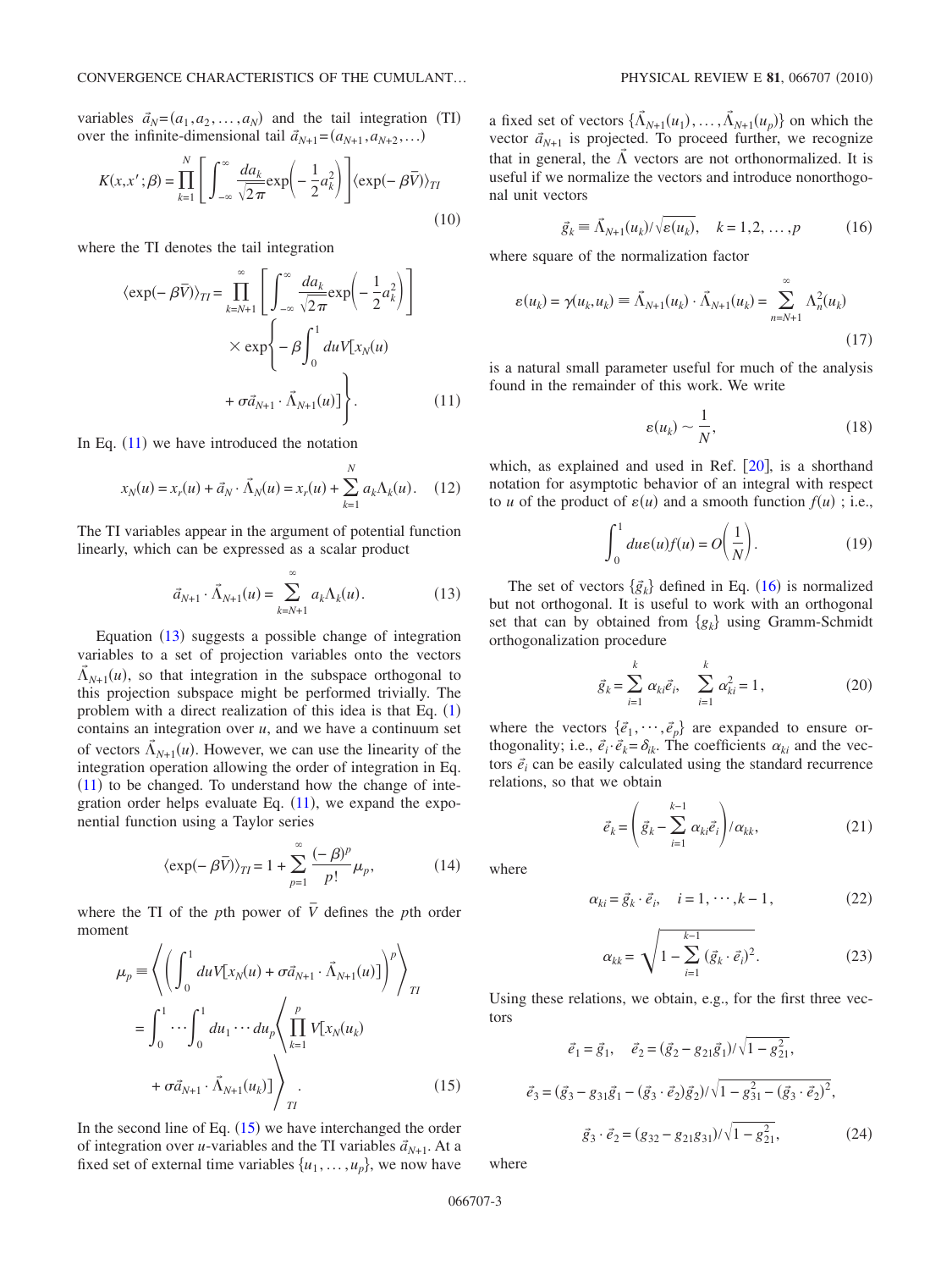variables $\vec{a}_N=(a_1,a_2,\ldots,a_N)$ and the tail integration (TI) over the infinite-dimensional tail $\vec{a}_{N+1}=(a_{N+1},a_{N+2},\ldots)$

$$K(x,x';\beta)=\prod_{k=1}^{N}\left[\int_{-\infty}^{\infty}\frac{da_k}{\sqrt{2\pi}}\exp\left(-\frac{1}{2}a_k^2\right)\right]\langle\exp(-\beta\bar{V})\rangle_{TI} \tag{10}$$

where the TI denotes the tail integration

$$\langle\exp(-\beta\bar{V})\rangle_{TI}=\prod_{k=N+1}^{\infty}\left[\int_{-\infty}^{\infty}\frac{da_k}{\sqrt{2\pi}}\exp\left(-\frac{1}{2}a_k^2\right)\right]\times\exp\left\{-\beta\int_0^1 du V[x_N(u)+\sigma\vec{a}_{N+1}\cdot\vec{\Lambda}_{N+1}(u)]\right\}. \tag{11}$$

In Eq. (11) we have introduced the notation

$$x_N(u)=x_r(u)+\vec{a}_N\cdot\vec{\Lambda}_N(u)=x_r(u)+\sum_{k=1}^{N}a_k\Lambda_k(u). \tag{12}$$

The TI variables appear in the argument of potential function linearly, which can be expressed as a scalar product

$$\vec{a}_{N+1}\cdot\vec{\Lambda}_{N+1}(u)=\sum_{k=N+1}^{\infty}a_k\Lambda_k(u). \tag{13}$$

Equation (13) suggests a possible change of integration variables to a set of projection variables onto the vectors $\vec{\Lambda}_{N+1}(u)$, so that integration in the subspace orthogonal to this projection subspace might be performed trivially. The problem with a direct realization of this idea is that Eq. (1) contains an integration over $u$, and we have a continuum set of vectors $\vec{\Lambda}_{N+1}(u)$. However, we can use the linearity of the integration operation allowing the order of integration in Eq. (11) to be changed. To understand how the change of integration order helps evaluate Eq. (11), we expand the exponential function using a Taylor series

$$\langle\exp(-\beta\bar{V})\rangle_{TI}=1+\sum_{p=1}^{\infty}\frac{(-\beta)^p}{p!}\mu_p, \tag{14}$$

where the TI of the $p$th power of $\bar{V}$ defines the $p$th order moment

$$\begin{aligned}\mu_p&\equiv\left\langle\left(\int_0^1 du V[x_N(u)+\sigma\vec{a}_{N+1}\cdot\vec{\Lambda}_{N+1}(u)]\right)^p\right\rangle_{TI}\\&=\int_0^1\cdots\int_0^1 du_1\cdots du_p\left\langle\prod_{k=1}^{p}V[x_N(u_k)+\sigma\vec{a}_{N+1}\cdot\vec{\Lambda}_{N+1}(u_k)]\right\rangle_{TI}.\end{aligned} \tag{15}$$

In the second line of Eq. (15) we have interchanged the order of integration over $u$-variables and the TI variables $\vec{a}_{N+1}$. At a fixed set of external time variables $\{u_1,\ldots,u_p\}$, we now have a fixed set of vectors $\{\vec{\Lambda}_{N+1}(u_1),\ldots,\vec{\Lambda}_{N+1}(u_p)\}$ on which the vector $\vec{a}_{N+1}$ is projected. To proceed further, we recognize that in general, the $\vec{\Lambda}$ vectors are not orthonormalized. It is useful if we normalize the vectors and introduce nonorthogonal unit vectors

$$\vec{g}_k\equiv\vec{\Lambda}_{N+1}(u_k)/\sqrt{\varepsilon(u_k)},\quad k=1,2,\ldots,p \tag{16}$$

where square of the normalization factor

$$\varepsilon(u_k)=\gamma(u_k,u_k)\equiv\vec{\Lambda}_{N+1}(u_k)\cdot\vec{\Lambda}_{N+1}(u_k)=\sum_{n=N+1}^{\infty}\Lambda_n^2(u_k) \tag{17}$$

is a natural small parameter useful for much of the analysis found in the remainder of this work. We write

$$\varepsilon(u_k)\sim\frac{1}{N}, \tag{18}$$

which, as explained and used in Ref. [20], is a shorthand notation for asymptotic behavior of an integral with respect to $u$ of the product of $\varepsilon(u)$ and a smooth function $f(u)$ ; i.e.,

$$\int_0^1 du\varepsilon(u)f(u)=O\left(\frac{1}{N}\right). \tag{19}$$

The set of vectors $\{\vec{g}_k\}$ defined in Eq. (16) is normalized but not orthogonal. It is useful to work with an orthogonal set that can by obtained from $\{g_k\}$ using Gramm-Schmidt orthogonalization procedure

$$\vec{g}_k=\sum_{i=1}^{k}\alpha_{ki}\vec{e}_i,\quad\sum_{i=1}^{k}\alpha_{ki}^2=1, \tag{20}$$

where the vectors $\{\vec{e}_1,\cdots,\vec{e}_p\}$ are expanded to ensure orthogonality; i.e., $\vec{e}_i\cdot\vec{e}_k=\delta_{ik}$. The coefficients $\alpha_{ki}$ and the vectors $\vec{e}_i$ can be easily calculated using the standard recurrence relations, so that we obtain

$$\vec{e}_k=\left(\vec{g}_k-\sum_{i=1}^{k-1}\alpha_{ki}\vec{e}_i\right)/\alpha_{kk}, \tag{21}$$

where

$$\alpha_{ki}=\vec{g}_k\cdot\vec{e}_i,\quad i=1,\cdots,k-1, \tag{22}$$

$$\alpha_{kk}=\sqrt{1-\sum_{i=1}^{k-1}(\vec{g}_k\cdot\vec{e}_i)^2}. \tag{23}$$

Using these relations, we obtain, e.g., for the first three vectors

$$\begin{gathered}\vec{e}_1=\vec{g}_1,\quad\vec{e}_2=(\vec{g}_2-g_{21}\vec{g}_1)/\sqrt{1-g_{21}^2},\\\vec{e}_3=(\vec{g}_3-g_{31}\vec{g}_1-(\vec{g}_3\cdot\vec{e}_2)\vec{g}_2)/\sqrt{1-g_{31}^2-(\vec{g}_3\cdot\vec{e}_2)^2},\\\vec{g}_3\cdot\vec{e}_2=(g_{32}-g_{21}g_{31})/\sqrt{1-g_{21}^2},\end{gathered} \tag{24}$$

where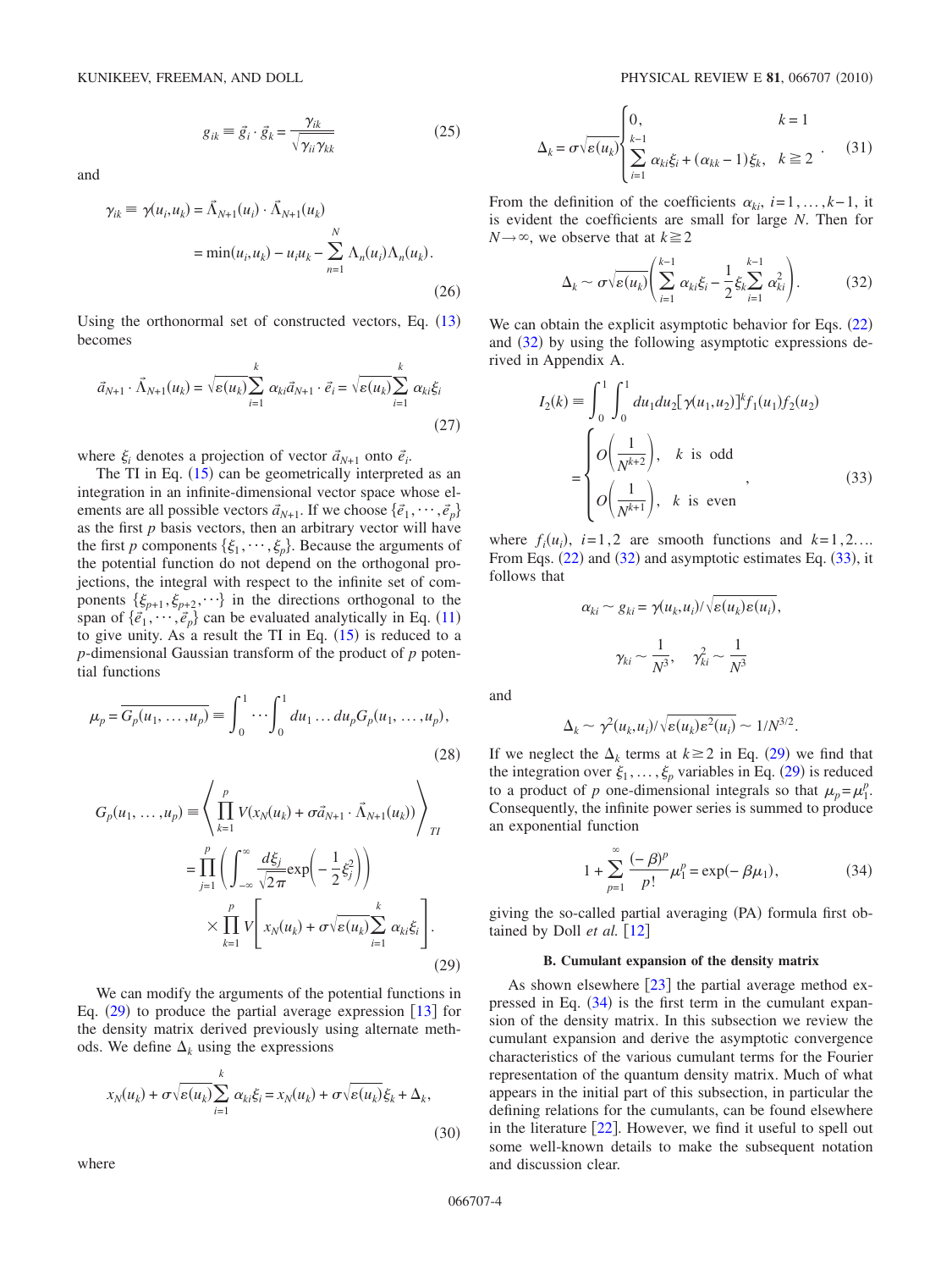$$g_{ik} \equiv \vec{g}_i \cdot \vec{g}_k = \frac{\gamma_{ik}}{\sqrt{\gamma_{ii}\gamma_{kk}}} \tag{25}$$

and

$$\gamma_{ik} \equiv \gamma(u_i,u_k) = \vec{\Lambda}_{N+1}(u_i) \cdot \vec{\Lambda}_{N+1}(u_k)$$
$$= \min(u_i,u_k) - u_i u_k - \sum_{n=1}^{N} \Lambda_n(u_i)\Lambda_n(u_k). \tag{26}$$

Using the orthonormal set of constructed vectors, Eq. (13) becomes

$$\vec{a}_{N+1} \cdot \vec{\Lambda}_{N+1}(u_k) = \sqrt{\varepsilon(u_k)} \sum_{i=1}^{k} \alpha_{ki} \vec{a}_{N+1} \cdot \vec{e}_i = \sqrt{\varepsilon(u_k)} \sum_{i=1}^{k} \alpha_{ki} \xi_i \tag{27}$$

where $\xi_i$ denotes a projection of vector $\vec{a}_{N+1}$ onto $\vec{e}_i$.

The TI in Eq. (15) can be geometrically interpreted as an integration in an infinite-dimensional vector space whose elements are all possible vectors $\vec{a}_{N+1}$. If we choose $\{\vec{e}_1,\cdots,\vec{e}_p\}$ as the first $p$ basis vectors, then an arbitrary vector will have the first $p$ components $\{\xi_1,\cdots,\xi_p\}$. Because the arguments of the potential function do not depend on the orthogonal projections, the integral with respect to the infinite set of components $\{\xi_{p+1},\xi_{p+2},\cdots\}$ in the directions orthogonal to the span of $\{\vec{e}_1,\cdots,\vec{e}_p\}$ can be evaluated analytically in Eq. (11) to give unity. As a result the TI in Eq. (15) is reduced to a $p$-dimensional Gaussian transform of the product of $p$ potential functions

$$\mu_p = \overline{G_p(u_1,\ldots,u_p)} \equiv \int_0^1 \cdots \int_0^1 du_1 \ldots du_p G_p(u_1,\ldots,u_p), \tag{28}$$

$$G_p(u_1,\ldots,u_p) \equiv \left\langle \prod_{k=1}^{p} V(x_N(u_k) + \sigma \vec{a}_{N+1} \cdot \vec{\Lambda}_{N+1}(u_k)) \right\rangle_{TI}$$
$$= \prod_{j=1}^{p} \left( \int_{-\infty}^{\infty} \frac{d\xi_j}{\sqrt{2\pi}} \exp\left(-\frac{1}{2}\xi_j^2\right) \right) \times \prod_{k=1}^{p} V\left[ x_N(u_k) + \sigma\sqrt{\varepsilon(u_k)} \sum_{i=1}^{k} \alpha_{ki}\xi_i \right]. \tag{29}$$

We can modify the arguments of the potential functions in Eq. (29) to produce the partial average expression [13] for the density matrix derived previously using alternate methods. We define $\Delta_k$ using the expressions

$$x_N(u_k) + \sigma\sqrt{\varepsilon(u_k)} \sum_{i=1}^{k} \alpha_{ki}\xi_i = x_N(u_k) + \sigma\sqrt{\varepsilon(u_k)}\xi_k + \Delta_k, \tag{30}$$

where

$$\Delta_k = \sigma\sqrt{\varepsilon(u_k)} \begin{cases} 0, & k=1 \\ \displaystyle\sum_{i=1}^{k-1} \alpha_{ki}\xi_i + (\alpha_{kk}-1)\xi_k, & k \geqq 2 \end{cases}. \tag{31}$$

From the definition of the coefficients $\alpha_{ki}$, $i=1,\ldots,k-1$, it is evident the coefficients are small for large $N$. Then for $N\to\infty$, we observe that at $k \geqq 2$

$$\Delta_k \sim \sigma\sqrt{\varepsilon(u_k)} \left( \sum_{i=1}^{k-1} \alpha_{ki}\xi_i - \frac{1}{2}\xi_k \sum_{i=1}^{k-1} \alpha_{ki}^2 \right). \tag{32}$$

We can obtain the explicit asymptotic behavior for Eqs. (22) and (32) by using the following asymptotic expressions derived in Appendix A.

$$I_2(k) \equiv \int_0^1 \int_0^1 du_1 du_2 [\gamma(u_1,u_2)]^k f_1(u_1) f_2(u_2)$$
$$= \begin{cases} O\left(\dfrac{1}{N^{k+2}}\right), & k \text{ is odd} \\ O\left(\dfrac{1}{N^{k+1}}\right), & k \text{ is even} \end{cases}, \tag{33}$$

where $f_i(u_i)$, $i=1,2$ are smooth functions and $k=1,2\ldots$. From Eqs. (22) and (32) and asymptotic estimates Eq. (33), it follows that

$$\alpha_{ki} \sim g_{ki} = \gamma(u_k,u_i)/\sqrt{\varepsilon(u_k)\varepsilon(u_i)},$$

$$\gamma_{ki} \sim \frac{1}{N^3}, \quad \gamma_{ki}^2 \sim \frac{1}{N^3}$$

and

$$\Delta_k \sim \gamma^2(u_k,u_i)/\sqrt{\varepsilon(u_k)\varepsilon^2(u_i)} \sim 1/N^{3/2}.$$

If we neglect the $\Delta_k$ terms at $k \geq 2$ in Eq. (29) we find that the integration over $\xi_1,\ldots,\xi_p$ variables in Eq. (29) is reduced to a product of $p$ one-dimensional integrals so that $\mu_p = \mu_1^p$. Consequently, the infinite power series is summed to produce an exponential function

$$1 + \sum_{p=1}^{\infty} \frac{(-\beta)^p}{p!} \mu_1^p = \exp(-\beta\mu_1), \tag{34}$$

giving the so-called partial averaging (PA) formula first obtained by Doll *et al.* [12]

### B. Cumulant expansion of the density matrix

As shown elsewhere [23] the partial average method expressed in Eq. (34) is the first term in the cumulant expansion of the density matrix. In this subsection we review the cumulant expansion and derive the asymptotic convergence characteristics of the various cumulant terms for the Fourier representation of the quantum density matrix. Much of what appears in the initial part of this subsection, in particular the defining relations for the cumulants, can be found elsewhere in the literature [22]. However, we find it useful to spell out some well-known details to make the subsequent notation and discussion clear.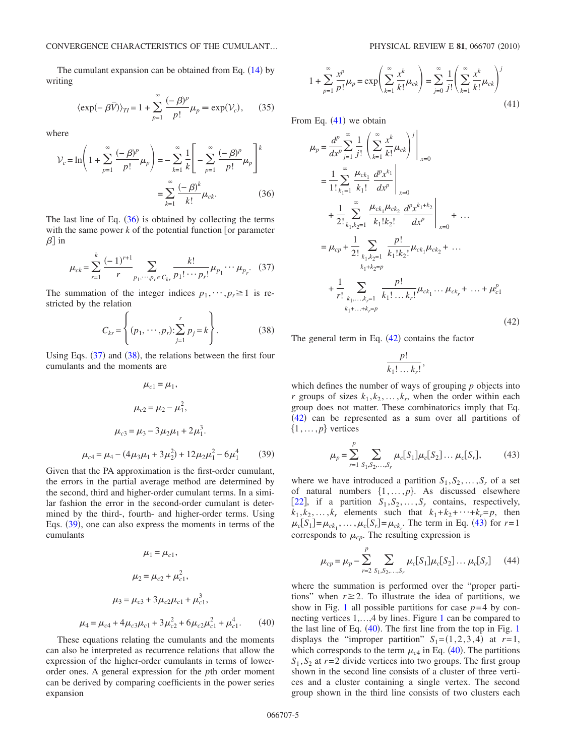The cumulant expansion can be obtained from Eq. (14) by writing

$$\langle \exp(-\beta\bar{V})\rangle_{TI} = 1 + \sum_{p=1}^{\infty} \frac{(-\beta)^p}{p!}\mu_p \equiv \exp(\mathcal{V}_c), \tag{35}$$

where

$$\mathcal{V}_c = \ln\left(1 + \sum_{p=1}^{\infty}\frac{(-\beta)^p}{p!}\mu_p\right) = -\sum_{k=1}^{\infty}\frac{1}{k}\left[-\sum_{p=1}^{\infty}\frac{(-\beta)^p}{p!}\mu_p\right]^k = \sum_{k=1}^{\infty}\frac{(-\beta)^k}{k!}\mu_{ck}. \tag{36}$$

The last line of Eq. (36) is obtained by collecting the terms with the same power $k$ of the potential function [or parameter $\beta$] in

$$\mu_{ck} = \sum_{r=1}^{k}\frac{(-1)^{r+1}}{r}\sum_{p_1,\cdots,p_r\in C_{kr}}\frac{k!}{p_1!\cdots p_r!}\mu_{p_1}\cdots\mu_{p_r}. \tag{37}$$

The summation of the integer indices $p_1,\cdots,p_r \geq 1$ is restricted by the relation

$$C_{kr} = \left\{(p_1,\cdots,p_r):\sum_{j=1}^{r}p_j = k\right\}. \tag{38}$$

Using Eqs. (37) and (38), the relations between the first four cumulants and the moments are

$$\mu_{c1} = \mu_1,$$

$$\mu_{c2} = \mu_2 - \mu_1^2,$$

$$\mu_{c3} = \mu_3 - 3\mu_2\mu_1 + 2\mu_1^3.$$

$$\mu_{c4} = \mu_4 - (4\mu_3\mu_1 + 3\mu_2^2) + 12\mu_2\mu_1^2 - 6\mu_1^4 \tag{39}$$

Given that the PA approximation is the first-order cumulant, the errors in the partial average method are determined by the second, third and higher-order cumulant terms. In a similar fashion the error in the second-order cumulant is determined by the third-, fourth- and higher-order terms. Using Eqs. (39), one can also express the moments in terms of the cumulants

$$\mu_1 = \mu_{c1},$$

$$\mu_2 = \mu_{c2} + \mu_{c1}^2,$$

$$\mu_3 = \mu_{c3} + 3\mu_{c2}\mu_{c1} + \mu_{c1}^3,$$

$$\mu_4 = \mu_{c4} + 4\mu_{c3}\mu_{c1} + 3\mu_{c2}^2 + 6\mu_{c2}\mu_{c1}^2 + \mu_{c1}^4. \tag{40}$$

These equations relating the cumulants and the moments can also be interpreted as recurrence relations that allow the expression of the higher-order cumulants in terms of lower-order ones. A general expression for the $p$th order moment can be derived by comparing coefficients in the power series expansion

$$1 + \sum_{p=1}^{\infty}\frac{x^p}{p!}\mu_p = \exp\left(\sum_{k=1}^{\infty}\frac{x^k}{k!}\mu_{ck}\right) = \sum_{j=0}^{\infty}\frac{1}{j!}\left(\sum_{k=1}^{\infty}\frac{x^k}{k!}\mu_{ck}\right)^j \tag{41}$$

From Eq. (41) we obtain

$$\begin{aligned}
\mu_p &= \frac{d^p}{dx^p}\sum_{j=1}^{\infty}\frac{1}{j!}\left(\sum_{k=1}^{\infty}\frac{x^k}{k!}\mu_{ck}\right)^j\Bigg|_{x=0} \\
&= \frac{1}{1!}\sum_{k_1=1}^{\infty}\frac{\mu_{ck_1}}{k_1!}\frac{d^p x^{k_1}}{dx^p}\Bigg|_{x=0} \\
&\quad + \frac{1}{2!}\sum_{k_1,k_2=1}^{\infty}\frac{\mu_{ck_1}\mu_{ck_2}}{k_1!k_2!}\frac{d^p x^{k_1+k_2}}{dx^p}\Bigg|_{x=0} + \ldots \\
&= \mu_{cp} + \frac{1}{2!}\sum_{\substack{k_1,k_2=1\\ k_1+k_2=p}}\frac{p!}{k_1!k_2!}\mu_{ck_1}\mu_{ck_2} + \ldots \\
&\quad + \frac{1}{r!}\sum_{\substack{k_1,\ldots,k_r=1\\ k_1+\ldots+k_r=p}}\frac{p!}{k_1!\ldots k_r!}\mu_{ck_1}\ldots\mu_{ck_r} + \ldots + \mu_{c1}^p
\end{aligned} \tag{42}$$

The general term in Eq. (42) contains the factor

$$\frac{p!}{k_1!\ldots k_r!},$$

which defines the number of ways of grouping $p$ objects into $r$ groups of sizes $k_1,k_2,\ldots,k_r$, when the order within each group does not matter. These combinatorics imply that Eq. (42) can be represented as a sum over all partitions of $\{1,\ldots,p\}$ vertices

$$\mu_p = \sum_{r=1}^{p}\sum_{S_1,S_2,\ldots,S_r}\mu_c[S_1]\mu_c[S_2]\ldots\mu_c[S_r], \tag{43}$$

where we have introduced a partition $S_1,S_2,\ldots,S_r$ of a set of natural numbers $\{1,\ldots,p\}$. As discussed elsewhere [22], if a partition $S_1,S_2,\ldots,S_r$ contains, respectively, $k_1,k_2,\ldots,k_r$ elements such that $k_1+k_2+\cdots+k_r=p$, then $\mu_c[S_1]=\mu_{ck_1},\ldots,\mu_c[S_r]=\mu_{ck_r}$. The term in Eq. (43) for $r=1$ corresponds to $\mu_{cp}$. The resulting expression is

$$\mu_{cp} = \mu_p - \sum_{r=2}^{p}\sum_{S_1,S_2,\ldots,S_r}\mu_c[S_1]\mu_c[S_2]\ldots\mu_c[S_r] \tag{44}$$

where the summation is performed over the "proper partitions" when $r\geq 2$. To illustrate the idea of partitions, we show in Fig. 1 all possible partitions for case $p=4$ by connecting vertices 1,…,4 by lines. Figure 1 can be compared to the last line of Eq. (40). The first line from the top in Fig. 1 displays the "improper partition" $S_1=(1,2,3,4)$ at $r=1$, which corresponds to the term $\mu_{c4}$ in Eq. (40). The partitions $S_1,S_2$ at $r=2$ divide vertices into two groups. The first group shown in the second line consists of a cluster of three vertices and a cluster containing a single vertex. The second group shown in the third line consists of two clusters each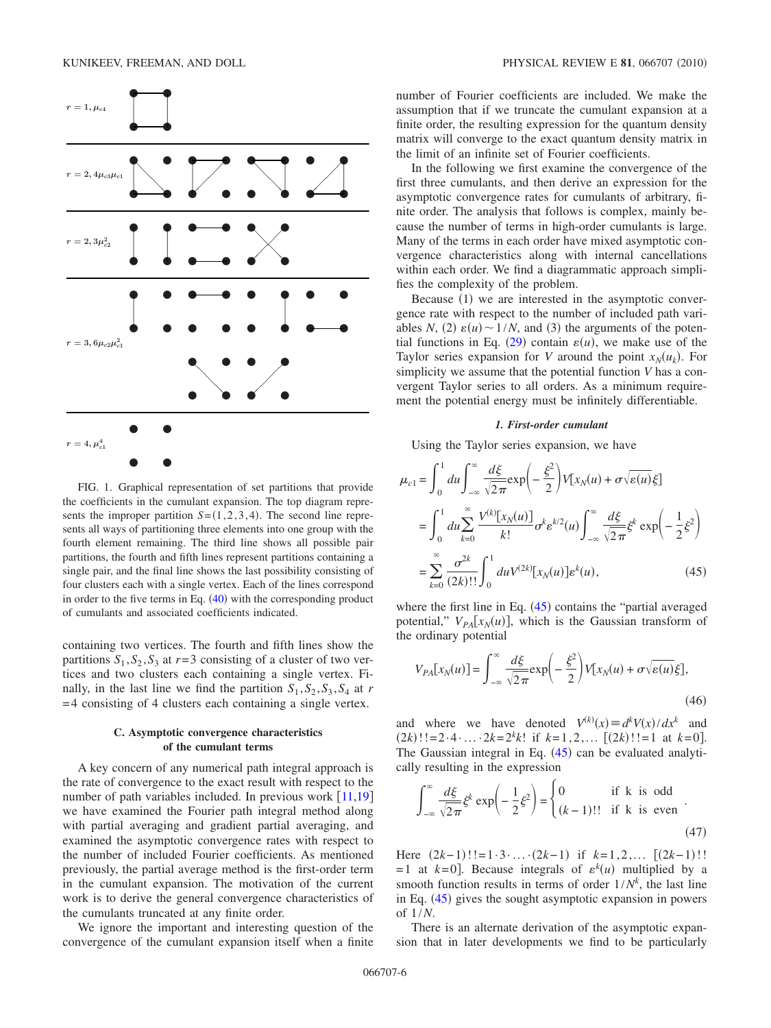FIG. 1. Graphical representation of set partitions that provide the coefficients in the cumulant expansion. The top diagram represents the improper partition $S=(1,2,3,4)$. The second line represents all ways of partitioning three elements into one group with the fourth element remaining. The third line shows all possible pair partitions, the fourth and fifth lines represent partitions containing a single pair, and the final line shows the last possibility consisting of four clusters each with a single vertex. Each of the lines correspond in order to the five terms in Eq. (40) with the corresponding product of cumulants and associated coefficients indicated.

containing two vertices. The fourth and fifth lines show the partitions $S_1, S_2, S_3$ at $r=3$ consisting of a cluster of two vertices and two clusters each containing a single vertex. Finally, in the last line we find the partition $S_1, S_2, S_3, S_4$ at $r=4$ consisting of 4 clusters each containing a single vertex.

### C. Asymptotic convergence characteristics of the cumulant terms

A key concern of any numerical path integral approach is the rate of convergence to the exact result with respect to the number of path variables included. In previous work [11,19] we have examined the Fourier path integral method along with partial averaging and gradient partial averaging, and examined the asymptotic convergence rates with respect to the number of included Fourier coefficients. As mentioned previously, the partial average method is the first-order term in the cumulant expansion. The motivation of the current work is to derive the general convergence characteristics of the cumulants truncated at any finite order.

We ignore the important and interesting question of the convergence of the cumulant expansion itself when a finite number of Fourier coefficients are included. We make the assumption that if we truncate the cumulant expansion at a finite order, the resulting expression for the quantum density matrix will converge to the exact quantum density matrix in the limit of an infinite set of Fourier coefficients.

In the following we first examine the convergence of the first three cumulants, and then derive an expression for the asymptotic convergence rates for cumulants of arbitrary, finite order. The analysis that follows is complex, mainly because the number of terms in high-order cumulants is large. Many of the terms in each order have mixed asymptotic convergence characteristics along with internal cancellations within each order. We find a diagrammatic approach simplifies the complexity of the problem.

Because (1) we are interested in the asymptotic convergence rate with respect to the number of included path variables $N$, (2) $\varepsilon(u) \sim 1/N$, and (3) the arguments of the potential functions in Eq. (29) contain $\varepsilon(u)$, we make use of the Taylor series expansion for $V$ around the point $x_N(u_k)$. For simplicity we assume that the potential function $V$ has a convergent Taylor series to all orders. As a minimum requirement the potential energy must be infinitely differentiable.

#### 1. First-order cumulant

Using the Taylor series expansion, we have

$$
\begin{aligned}
\mu_{c1} &= \int_0^1 du \int_{-\infty}^{\infty} \frac{d\xi}{\sqrt{2\pi}} \exp\left(-\frac{\xi^2}{2}\right) V[x_N(u) + \sigma\sqrt{\varepsilon(u)}\xi] \\
&= \int_0^1 du \sum_{k=0}^{\infty} \frac{V^{(k)}[x_N(u)]}{k!} \sigma^k \varepsilon^{k/2}(u) \int_{-\infty}^{\infty} \frac{d\xi}{\sqrt{2\pi}} \xi^k \exp\left(-\frac{1}{2}\xi^2\right) \\
&= \sum_{k=0}^{\infty} \frac{\sigma^{2k}}{(2k)!!} \int_0^1 du V^{(2k)}[x_N(u)] \varepsilon^k(u),
\end{aligned}
\tag{45}
$$

where the first line in Eq. (45) contains the "partial averaged potential," $V_{PA}[x_N(u)]$, which is the Gaussian transform of the ordinary potential

$$
V_{PA}[x_N(u)] = \int_{-\infty}^{\infty} \frac{d\xi}{\sqrt{2\pi}} \exp\left(-\frac{\xi^2}{2}\right) V[x_N(u) + \sigma\sqrt{\varepsilon(u)}\xi],
\tag{46}
$$

and where we have denoted $V^{(k)}(x) \equiv d^k V(x)/dx^k$ and $(2k)!! = 2 \cdot 4 \cdot \ldots \cdot 2k = 2^k k!$ if $k=1,2,\ldots$ [$(2k)!!=1$ at $k=0$]. The Gaussian integral in Eq. (45) can be evaluated analytically resulting in the expression

$$
\int_{-\infty}^{\infty} \frac{d\xi}{\sqrt{2\pi}} \xi^k \exp\left(-\frac{1}{2}\xi^2\right) = \begin{cases} 0 & \text{if k is odd} \\ (k-1)!! & \text{if k is even} \end{cases}.
\tag{47}
$$

Here $(2k-1)!! = 1 \cdot 3 \cdot \ldots \cdot (2k-1)$ if $k=1,2,\ldots$ [$(2k-1)!!=1$ at $k=0$]. Because integrals of $\varepsilon^k(u)$ multiplied by a smooth function results in terms of order $1/N^k$, the last line in Eq. (45) gives the sought asymptotic expansion in powers of $1/N$.

There is an alternate derivation of the asymptotic expansion that in later developments we find to be particularly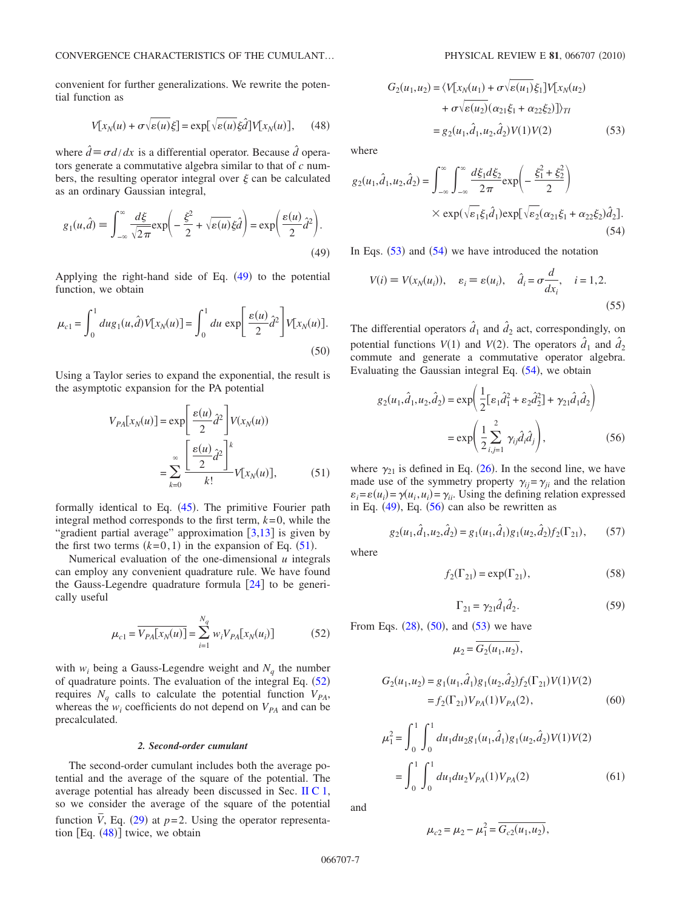convenient for further generalizations. We rewrite the potential function as

$$V[x_N(u) + \sigma\sqrt{\varepsilon(u)}\xi] = \exp[\sqrt{\varepsilon(u)}\xi\hat{d}]V[x_N(u)], \tag{48}$$

where $\hat{d} \equiv \sigma d/dx$ is a differential operator. Because $\hat{d}$ operators generate a commutative algebra similar to that of $c$ numbers, the resulting operator integral over $\xi$ can be calculated as an ordinary Gaussian integral,

$$g_1(u,\hat{d}) \equiv \int_{-\infty}^{\infty} \frac{d\xi}{\sqrt{2\pi}} \exp\left(-\frac{\xi^2}{2} + \sqrt{\varepsilon(u)}\xi\hat{d}\right) = \exp\left(\frac{\varepsilon(u)}{2}\hat{d}^2\right). \tag{49}$$

Applying the right-hand side of Eq. (49) to the potential function, we obtain

$$\mu_{c1} = \int_0^1 du g_1(u,\hat{d})V[x_N(u)] = \int_0^1 du \exp\left[\frac{\varepsilon(u)}{2}\hat{d}^2\right]V[x_N(u)]. \tag{50}$$

Using a Taylor series to expand the exponential, the result is the asymptotic expansion for the PA potential

$$V_{PA}[x_N(u)] = \exp\left[\frac{\varepsilon(u)}{2}\hat{d}^2\right]V(x_N(u)) = \sum_{k=0}^{\infty} \frac{\left[\frac{\varepsilon(u)}{2}\hat{d}^2\right]^k}{k!} V[x_N(u)], \tag{51}$$

formally identical to Eq. (45). The primitive Fourier path integral method corresponds to the first term, $k=0$, while the "gradient partial average" approximation [3,13] is given by the first two terms ($k=0,1$) in the expansion of Eq. (51).

Numerical evaluation of the one-dimensional $u$ integrals can employ any convenient quadrature rule. We have found the Gauss-Legendre quadrature formula [24] to be generically useful

$$\mu_{c1} = \overline{V_{PA}[x_N(u)]} = \sum_{i=1}^{N_q} w_i V_{PA}[x_N(u_i)] \tag{52}$$

with $w_i$ being a Gauss-Legendre weight and $N_q$ the number of quadrature points. The evaluation of the integral Eq. (52) requires $N_q$ calls to calculate the potential function $V_{PA}$, whereas the $w_i$ coefficients do not depend on $V_{PA}$ and can be precalculated.

#### *2. Second-order cumulant*

The second-order cumulant includes both the average potential and the average of the square of the potential. The average potential has already been discussed in Sec. II C 1, so we consider the average of the square of the potential function $\bar{V}$, Eq. (29) at $p=2$. Using the operator representation [Eq. (48)] twice, we obtain

$$\begin{aligned} G_2(u_1,u_2) &= \langle V[x_N(u_1) + \sigma\sqrt{\varepsilon(u_1)}\xi_1]V[x_N(u_2) \\ &\quad + \sigma\sqrt{\varepsilon(u_2)}(\alpha_{21}\xi_1 + \alpha_{22}\xi_2)]\rangle_{TI} \\ &= g_2(u_1,\hat{d}_1,u_2,\hat{d}_2)V(1)V(2) \end{aligned} \tag{53}$$

where

$$\begin{aligned} g_2(u_1,\hat{d}_1,u_2,\hat{d}_2) &= \int_{-\infty}^{\infty}\int_{-\infty}^{\infty} \frac{d\xi_1 d\xi_2}{2\pi} \exp\left(-\frac{\xi_1^2+\xi_2^2}{2}\right) \\ &\quad \times \exp(\sqrt{\varepsilon_1}\xi_1\hat{d}_1)\exp[\sqrt{\varepsilon_2}(\alpha_{21}\xi_1 + \alpha_{22}\xi_2)\hat{d}_2]. \end{aligned} \tag{54}$$

In Eqs. (53) and (54) we have introduced the notation

$$V(i) \equiv V(x_N(u_i)), \quad \varepsilon_i \equiv \varepsilon(u_i), \quad \hat{d}_i = \sigma\frac{d}{dx_i}, \quad i=1,2. \tag{55}$$

The differential operators $\hat{d}_1$ and $\hat{d}_2$ act, correspondingly, on potential functions $V(1)$ and $V(2)$. The operators $\hat{d}_1$ and $\hat{d}_2$ commute and generate a commutative operator algebra. Evaluating the Gaussian integral Eq. (54), we obtain

$$\begin{aligned} g_2(u_1,\hat{d}_1,u_2,\hat{d}_2) &= \exp\left(\frac{1}{2}[\varepsilon_1\hat{d}_1^2 + \varepsilon_2\hat{d}_2^2] + \gamma_{21}\hat{d}_1\hat{d}_2\right) \\ &= \exp\left(\frac{1}{2}\sum_{i,j=1}^{2}\gamma_{ij}\hat{d}_i\hat{d}_j\right), \end{aligned} \tag{56}$$

where $\gamma_{21}$ is defined in Eq. (26). In the second line, we have made use of the symmetry property $\gamma_{ij}=\gamma_{ji}$ and the relation $\varepsilon_i=\varepsilon(u_i)=\gamma(u_i,u_i)=\gamma_{ii}$. Using the defining relation expressed in Eq. (49), Eq. (56) can also be rewritten as

$$g_2(u_1,\hat{d}_1,u_2,\hat{d}_2) = g_1(u_1,\hat{d}_1)g_1(u_2,\hat{d}_2)f_2(\Gamma_{21}), \tag{57}$$

where

$$f_2(\Gamma_{21}) = \exp(\Gamma_{21}), \tag{58}$$

$$\Gamma_{21} = \gamma_{21}\hat{d}_1\hat{d}_2. \tag{59}$$

From Eqs. (28), (50), and (53) we have

$$\mu_2 = \overline{G_2(u_1,u_2)},$$

$$\begin{aligned} G_2(u_1,u_2) &= g_1(u_1,\hat{d}_1)g_1(u_2,\hat{d}_2)f_2(\Gamma_{21})V(1)V(2) \\ &= f_2(\Gamma_{21})V_{PA}(1)V_{PA}(2), \end{aligned} \tag{60}$$

$$\begin{aligned} \mu_1^2 &= \int_0^1\int_0^1 du_1 du_2 g_1(u_1,\hat{d}_1)g_1(u_2,\hat{d}_2)V(1)V(2) \\ &= \int_0^1\int_0^1 du_1 du_2 V_{PA}(1)V_{PA}(2) \end{aligned} \tag{61}$$

and

$$\mu_{c2} = \mu_2 - \mu_1^2 = \overline{G_{c2}(u_1,u_2)},$$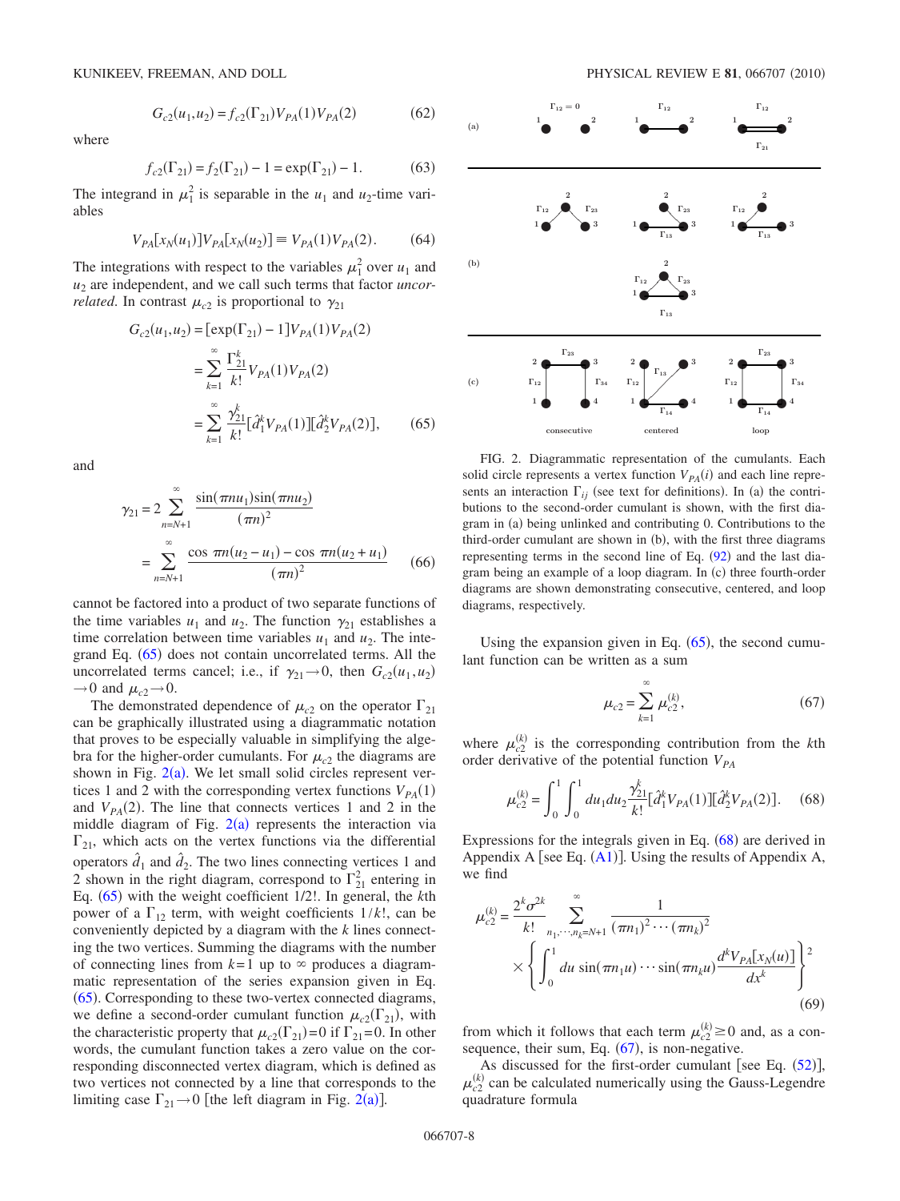$$G_{c2}(u_1,u_2) = f_{c2}(\Gamma_{21})V_{PA}(1)V_{PA}(2) \tag{62}$$

where

$$f_{c2}(\Gamma_{21}) = f_2(\Gamma_{21}) - 1 = \exp(\Gamma_{21}) - 1. \tag{63}$$

The integrand in $\mu_1^2$ is separable in the $u_1$ and $u_2$-time variables

$$V_{PA}[x_N(u_1)]V_{PA}[x_N(u_2)] \equiv V_{PA}(1)V_{PA}(2). \tag{64}$$

The integrations with respect to the variables $\mu_1^2$ over $u_1$ and $u_2$ are independent, and we call such terms that factor *uncorrelated*. In contrast $\mu_{c2}$ is proportional to $\gamma_{21}$

$$\begin{aligned} G_{c2}(u_1,u_2) &= [\exp(\Gamma_{21}) - 1]V_{PA}(1)V_{PA}(2) \\ &= \sum_{k=1}^{\infty} \frac{\Gamma_{21}^k}{k!} V_{PA}(1)V_{PA}(2) \\ &= \sum_{k=1}^{\infty} \frac{\gamma_{21}^k}{k!} [\hat{\partial}_1^k V_{PA}(1)][\hat{\partial}_2^k V_{PA}(2)], \end{aligned} \tag{65}$$

and

$$\begin{aligned} \gamma_{21} &= 2 \sum_{n=N+1}^{\infty} \frac{\sin(\pi n u_1)\sin(\pi n u_2)}{(\pi n)^2} \\ &= \sum_{n=N+1}^{\infty} \frac{\cos \pi n(u_2 - u_1) - \cos \pi n(u_2 + u_1)}{(\pi n)^2} \end{aligned} \tag{66}$$

cannot be factored into a product of two separate functions of the time variables $u_1$ and $u_2$. The function $\gamma_{21}$ establishes a time correlation between time variables $u_1$ and $u_2$. The integrand Eq. (65) does not contain uncorrelated terms. All the uncorrelated terms cancel; i.e., if $\gamma_{21} \to 0$, then $G_{c2}(u_1,u_2) \to 0$ and $\mu_{c2} \to 0$.

The demonstrated dependence of $\mu_{c2}$ on the operator $\Gamma_{21}$ can be graphically illustrated using a diagrammatic notation that proves to be especially valuable in simplifying the algebra for the higher-order cumulants. For $\mu_{c2}$ the diagrams are shown in Fig. 2(a). We let small solid circles represent vertices 1 and 2 with the corresponding vertex functions $V_{PA}(1)$ and $V_{PA}(2)$. The line that connects vertices 1 and 2 in the middle diagram of Fig. 2(a) represents the interaction via $\Gamma_{21}$, which acts on the vertex functions via the differential operators $\hat{\partial}_1$ and $\hat{\partial}_2$. The two lines connecting vertices 1 and 2 shown in the right diagram, correspond to $\Gamma_{21}^2$ entering in Eq. (65) with the weight coefficient 1/2!. In general, the $k$th power of a $\Gamma_{12}$ term, with weight coefficients $1/k!$, can be conveniently depicted by a diagram with the $k$ lines connecting the two vertices. Summing the diagrams with the number of connecting lines from $k=1$ up to $\infty$ produces a diagrammatic representation of the series expansion given in Eq. (65). Corresponding to these two-vertex connected diagrams, we define a second-order cumulant function $\mu_{c2}(\Gamma_{21})$, with the characteristic property that $\mu_{c2}(\Gamma_{21})=0$ if $\Gamma_{21}=0$. In other words, the cumulant function takes a zero value on the corresponding disconnected vertex diagram, which is defined as two vertices not connected by a line that corresponds to the limiting case $\Gamma_{21} \to 0$ [the left diagram in Fig. 2(a)].

FIG. 2. Diagrammatic representation of the cumulants. Each solid circle represents a vertex function $V_{PA}(i)$ and each line represents an interaction $\Gamma_{ij}$ (see text for definitions). In (a) the contributions to the second-order cumulant is shown, with the first diagram in (a) being unlinked and contributing 0. Contributions to the third-order cumulant are shown in (b), with the first three diagrams representing terms in the second line of Eq. (92) and the last diagram being an example of a loop diagram. In (c) three fourth-order diagrams are shown demonstrating consecutive, centered, and loop diagrams, respectively.

Using the expansion given in Eq. (65), the second cumulant function can be written as a sum

$$\mu_{c2} = \sum_{k=1}^{\infty} \mu_{c2}^{(k)}, \tag{67}$$

where $\mu_{c2}^{(k)}$ is the corresponding contribution from the $k$th order derivative of the potential function $V_{PA}$

$$\mu_{c2}^{(k)} = \int_0^1 \int_0^1 du_1 du_2 \frac{\gamma_{21}^k}{k!} [\hat{\partial}_1^k V_{PA}(1)][\hat{\partial}_2^k V_{PA}(2)]. \tag{68}$$

Expressions for the integrals given in Eq. (68) are derived in Appendix A [see Eq. (A1)]. Using the results of Appendix A, we find

$$\begin{aligned} \mu_{c2}^{(k)} = \frac{2^k \sigma^{2k}}{k!} \sum_{n_1,\cdots,n_k=N+1}^{\infty} \frac{1}{(\pi n_1)^2 \cdots (\pi n_k)^2} \\ \times \left\{ \int_0^1 du \sin(\pi n_1 u) \cdots \sin(\pi n_k u) \frac{d^k V_{PA}[x_N(u)]}{dx^k} \right\}^2 \end{aligned} \tag{69}$$

from which it follows that each term $\mu_{c2}^{(k)} \geq 0$ and, as a consequence, their sum, Eq. (67), is non-negative.

As discussed for the first-order cumulant [see Eq. (52)], $\mu_{c2}^{(k)}$ can be calculated numerically using the Gauss-Legendre quadrature formula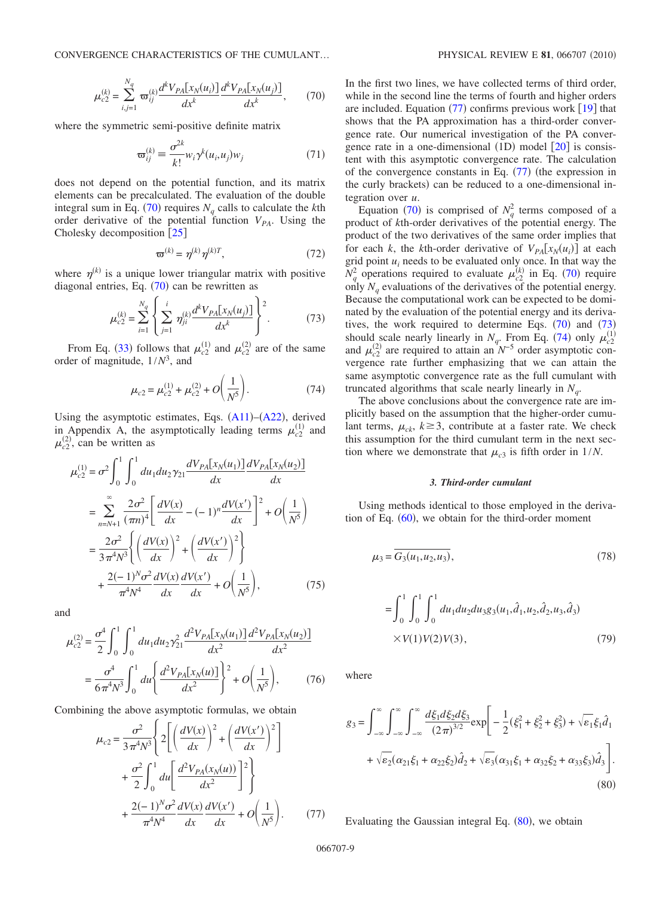$$\mu_{c2}^{(k)} = \sum_{i,j=1}^{N_q} \varpi_{ij}^{(k)} \frac{d^k V_{PA}[x_N(u_i)]}{dx^k} \frac{d^k V_{PA}[x_N(u_j)]}{dx^k}, \qquad (70)$$

where the symmetric semi-positive definite matrix

$$\varpi_{ij}^{(k)} \equiv \frac{\sigma^{2k}}{k!} w_i \gamma^k(u_i,u_j) w_j \qquad (71)$$

does not depend on the potential function, and its matrix elements can be precalculated. The evaluation of the double integral sum in Eq. (70) requires $N_q$ calls to calculate the $k$th order derivative of the potential function $V_{PA}$. Using the Cholesky decomposition [25]

$$\varpi^{(k)} = \eta^{(k)} \eta^{(k)T}, \qquad (72)$$

where $\eta^{(k)}$ is a unique lower triangular matrix with positive diagonal entries, Eq. (70) can be rewritten as

$$\mu_{c2}^{(k)} = \sum_{i=1}^{N_q} \left\{ \sum_{j=1}^{i} \eta_{ji}^{(k)} \frac{d^k V_{PA}[x_N(u_j)]}{dx^k} \right\}^2. \qquad (73)$$

From Eq. (33) follows that $\mu_{c2}^{(1)}$ and $\mu_{c2}^{(2)}$ are of the same order of magnitude, $1/N^3$, and

$$\mu_{c2} = \mu_{c2}^{(1)} + \mu_{c2}^{(2)} + O\left(\frac{1}{N^5}\right). \qquad (74)$$

Using the asymptotic estimates, Eqs. (A11)–(A22), derived in Appendix A, the asymptotically leading terms $\mu_{c2}^{(1)}$ and $\mu_{c2}^{(2)}$, can be written as

$$\begin{aligned}
\mu_{c2}^{(1)} &= \sigma^2 \int_0^1 \int_0^1 du_1 du_2 \gamma_{21} \frac{dV_{PA}[x_N(u_1)]}{dx} \frac{dV_{PA}[x_N(u_2)]}{dx} \\
&= \sum_{n=N+1}^{\infty} \frac{2\sigma^2}{(\pi n)^4} \left[ \frac{dV(x)}{dx} - (-1)^n \frac{dV(x')}{dx} \right]^2 + O\left(\frac{1}{N^5}\right) \\
&= \frac{2\sigma^2}{3\pi^4 N^3} \left\{ \left( \frac{dV(x)}{dx} \right)^2 + \left( \frac{dV(x')}{dx} \right)^2 \right\} \\
&\quad + \frac{2(-1)^N \sigma^2}{\pi^4 N^4} \frac{dV(x)}{dx} \frac{dV(x')}{dx} + O\left(\frac{1}{N^5}\right),
\end{aligned} \qquad (75)$$

and

$$\begin{aligned}
\mu_{c2}^{(2)} &= \frac{\sigma^4}{2} \int_0^1 \int_0^1 du_1 du_2 \gamma_{21}^2 \frac{d^2 V_{PA}[x_N(u_1)]}{dx^2} \frac{d^2 V_{PA}[x_N(u_2)]}{dx^2} \\
&= \frac{\sigma^4}{6\pi^4 N^3} \int_0^1 du \left\{ \frac{d^2 V_{PA}[x_N(u)]}{dx^2} \right\}^2 + O\left(\frac{1}{N^5}\right),
\end{aligned} \qquad (76)$$

Combining the above asymptotic formulas, we obtain

$$\begin{aligned}
\mu_{c2} &= \frac{\sigma^2}{3\pi^4 N^3} \left\{ 2\left[ \left( \frac{dV(x)}{dx} \right)^2 + \left( \frac{dV(x')}{dx} \right)^2 \right] \right. \\
&\quad \left. + \frac{\sigma^2}{2} \int_0^1 du \left[ \frac{d^2 V_{PA}(x_N(u))}{dx^2} \right]^2 \right\} \\
&\quad + \frac{2(-1)^N \sigma^2}{\pi^4 N^4} \frac{dV(x)}{dx} \frac{dV(x')}{dx} + O\left(\frac{1}{N^5}\right).
\end{aligned} \qquad (77)$$

In the first two lines, we have collected terms of third order, while in the second line the terms of fourth and higher orders are included. Equation (77) confirms previous work [19] that shows that the PA approximation has a third-order convergence rate. Our numerical investigation of the PA convergence rate in a one-dimensional (1D) model [20] is consistent with this asymptotic convergence rate. The calculation of the convergence constants in Eq. (77) (the expression in the curly brackets) can be reduced to a one-dimensional integration over $u$.

Equation (70) is comprised of $N_q^2$ terms composed of a product of $k$th-order derivatives of the potential energy. The product of the two derivatives of the same order implies that for each $k$, the $k$th-order derivative of $V_{PA}[x_N(u_i)]$ at each grid point $u_i$ needs to be evaluated only once. In that way the $N_q^2$ operations required to evaluate $\mu_{c2}^{(k)}$ in Eq. (70) require only $N_q$ evaluations of the derivatives of the potential energy. Because the computational work can be expected to be dominated by the evaluation of the potential energy and its derivatives, the work required to determine Eqs. (70) and (73) should scale nearly linearly in $N_q$. From Eq. (74) only $\mu_{c2}^{(1)}$ and $\mu_{c2}^{(2)}$ are required to attain an $N^{-5}$ order asymptotic convergence rate further emphasizing that we can attain the same asymptotic convergence rate as the full cumulant with truncated algorithms that scale nearly linearly in $N_q$.

The above conclusions about the convergence rate are implicitly based on the assumption that the higher-order cumulant terms, $\mu_{ck}$, $k \geq 3$, contribute at a faster rate. We check this assumption for the third cumulant term in the next section where we demonstrate that $\mu_{c3}$ is fifth order in $1/N$.

### 3. Third-order cumulant

Using methods identical to those employed in the derivation of Eq. (60), we obtain for the third-order moment

$$\mu_3 = \overline{G_3(u_1,u_2,u_3)}, \qquad (78)$$

$$\begin{aligned}
&= \int_0^1 \int_0^1 \int_0^1 du_1 du_2 du_3 g_3(u_1,\hat{d}_1,u_2,\hat{d}_2,u_3,\hat{d}_3) \\
&\quad \times V(1)V(2)V(3),
\end{aligned} \qquad (79)$$

where

$$\begin{aligned}
g_3 = \int_{-\infty}^{\infty} \int_{-\infty}^{\infty} \int_{-\infty}^{\infty} \frac{d\xi_1 d\xi_2 d\xi_3}{(2\pi)^{3/2}} \exp\Big[ &-\frac{1}{2}(\xi_1^2+\xi_2^2+\xi_3^2) + \sqrt{\varepsilon_1}\xi_1\hat{d}_1 \\
&+ \sqrt{\varepsilon_2}(\alpha_{21}\xi_1+\alpha_{22}\xi_2)\hat{d}_2 + \sqrt{\varepsilon_3}(\alpha_{31}\xi_1+\alpha_{32}\xi_2+\alpha_{33}\xi_3)\hat{d}_3 \Big].
\end{aligned} \qquad (80)$$

Evaluating the Gaussian integral Eq. (80), we obtain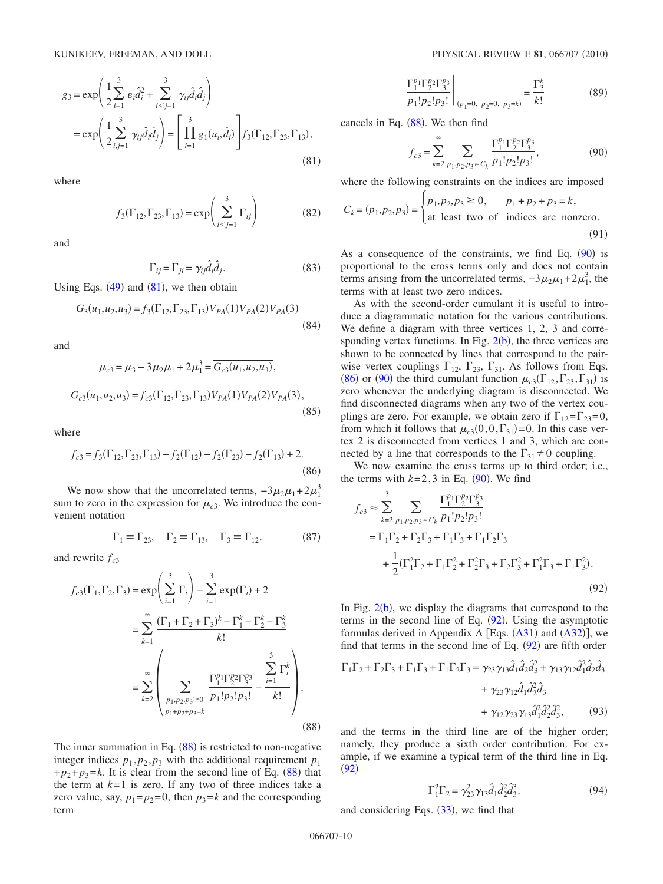$$g_3 = \exp\left(\frac{1}{2}\sum_{i=1}^{3} \varepsilon_i \hat{d}_i^2 + \sum_{i<j=1}^{3} \gamma_{ij}\hat{d}_i\hat{d}_j\right)$$

$$= \exp\left(\frac{1}{2}\sum_{i,j=1}^{3} \gamma_{ij}\hat{d}_i\hat{d}_j\right) = \left[\prod_{i=1}^{3} g_1(u_i,\hat{d}_i)\right] f_3(\Gamma_{12},\Gamma_{23},\Gamma_{13}), \tag{81}$$

where

$$f_3(\Gamma_{12},\Gamma_{23},\Gamma_{13}) = \exp\left(\sum_{i<j=1}^{3} \Gamma_{ij}\right) \tag{82}$$

and

$$\Gamma_{ij} = \Gamma_{ji} = \gamma_{ij}\hat{d}_i\hat{d}_j. \tag{83}$$

Using Eqs. (49) and (81), we then obtain

$$G_3(u_1,u_2,u_3) = f_3(\Gamma_{12},\Gamma_{23},\Gamma_{13})V_{PA}(1)V_{PA}(2)V_{PA}(3) \tag{84}$$

and

$$\mu_{c3} = \mu_3 - 3\mu_2\mu_1 + 2\mu_1^3 = \overline{G_{c3}(u_1,u_2,u_3)},$$

$$G_{c3}(u_1,u_2,u_3) = f_{c3}(\Gamma_{12},\Gamma_{23},\Gamma_{13})V_{PA}(1)V_{PA}(2)V_{PA}(3), \tag{85}$$

where

$$f_{c3} = f_3(\Gamma_{12},\Gamma_{23},\Gamma_{13}) - f_2(\Gamma_{12}) - f_2(\Gamma_{23}) - f_2(\Gamma_{13}) + 2. \tag{86}$$

We now show that the uncorrelated terms, $-3\mu_2\mu_1+2\mu_1^3$ sum to zero in the expression for $\mu_{c3}$. We introduce the convenient notation

$$\Gamma_1 \equiv \Gamma_{23}, \quad \Gamma_2 \equiv \Gamma_{13}, \quad \Gamma_3 \equiv \Gamma_{12}. \tag{87}$$

and rewrite $f_{c3}$

$$f_{c3}(\Gamma_1,\Gamma_2,\Gamma_3) = \exp\left(\sum_{i=1}^{3}\Gamma_i\right) - \sum_{i=1}^{3}\exp(\Gamma_i) + 2$$

$$= \sum_{k=1}^{\infty} \frac{(\Gamma_1+\Gamma_2+\Gamma_3)^k - \Gamma_1^k - \Gamma_2^k - \Gamma_3^k}{k!}$$

$$= \sum_{k=2}^{\infty}\left(\sum_{\substack{p_1,p_2,p_3\geq 0 \\ p_1+p_2+p_3=k}} \frac{\Gamma_1^{p_1}\Gamma_2^{p_2}\Gamma_3^{p_3}}{p_1!p_2!p_3!} - \frac{\sum_{i=1}^{3}\Gamma_i^k}{k!}\right). \tag{88}$$

The inner summation in Eq. (88) is restricted to non-negative integer indices $p_1,p_2,p_3$ with the additional requirement $p_1+p_2+p_3=k$. It is clear from the second line of Eq. (88) that the term at $k=1$ is zero. If any two of three indices take a zero value, say, $p_1=p_2=0$, then $p_3=k$ and the corresponding term

$$\left.\frac{\Gamma_1^{p_1}\Gamma_2^{p_2}\Gamma_3^{p_3}}{p_1!p_2!p_3!}\right|_{(p_1=0,\ p_2=0,\ p_3=k)} = \frac{\Gamma_3^k}{k!} \tag{89}$$

cancels in Eq. (88). We then find

$$f_{c3} = \sum_{k=2}^{\infty}\sum_{p_1,p_2,p_3\in C_k} \frac{\Gamma_1^{p_1}\Gamma_2^{p_2}\Gamma_3^{p_3}}{p_1!p_2!p_3!}, \tag{90}$$

where the following constraints on the indices are imposed

$$C_k = (p_1,p_2,p_3) = \begin{cases} p_1,p_2,p_3 \geq 0, \quad p_1+p_2+p_3=k, \\ \text{at least two of indices are nonzero.}\end{cases} \tag{91}$$

As a consequence of the constraints, we find Eq. (90) is proportional to the cross terms only and does not contain terms arising from the uncorrelated terms, $-3\mu_2\mu_1+2\mu_1^3$, the terms with at least two zero indices.

As with the second-order cumulant it is useful to introduce a diagrammatic notation for the various contributions. We define a diagram with three vertices 1, 2, 3 and corresponding vertex functions. In Fig. 2(b), the three vertices are shown to be connected by lines that correspond to the pairwise vertex couplings $\Gamma_{12}$, $\Gamma_{23}$, $\Gamma_{31}$. As follows from Eqs. (86) or (90) the third cumulant function $\mu_{c3}(\Gamma_{12},\Gamma_{23},\Gamma_{31})$ is zero whenever the underlying diagram is disconnected. We find disconnected diagrams when any two of the vertex couplings are zero. For example, we obtain zero if $\Gamma_{12}=\Gamma_{23}=0$, from which it follows that $\mu_{c3}(0,0,\Gamma_{31})=0$. In this case vertex 2 is disconnected from vertices 1 and 3, which are connected by a line that corresponds to the $\Gamma_{31}\neq 0$ coupling.

We now examine the cross terms up to third order; i.e., the terms with $k=2,3$ in Eq. (90). We find

$$f_{c3} \approx \sum_{k=2}^{3}\sum_{p_1,p_2,p_3\in C_k} \frac{\Gamma_1^{p_1}\Gamma_2^{p_2}\Gamma_3^{p_3}}{p_1!p_2!p_3!}$$

$$= \Gamma_1\Gamma_2 + \Gamma_2\Gamma_3 + \Gamma_1\Gamma_3 + \Gamma_1\Gamma_2\Gamma_3$$

$$+ \frac{1}{2}(\Gamma_1^2\Gamma_2 + \Gamma_1\Gamma_2^2 + \Gamma_2^2\Gamma_3 + \Gamma_2\Gamma_3^2 + \Gamma_1^2\Gamma_3 + \Gamma_1\Gamma_3^2). \tag{92}$$

In Fig. 2(b), we display the diagrams that correspond to the terms in the second line of Eq. (92). Using the asymptotic formulas derived in Appendix A [Eqs. (A31) and (A32)], we find that terms in the second line of Eq. (92) are fifth order

$$\Gamma_1\Gamma_2 + \Gamma_2\Gamma_3 + \Gamma_1\Gamma_3 + \Gamma_1\Gamma_2\Gamma_3 = \gamma_{23}\gamma_{13}\hat{d}_1\hat{d}_2\hat{d}_3^2 + \gamma_{13}\gamma_{12}\hat{d}_1^2\hat{d}_2\hat{d}_3$$
$$+ \gamma_{23}\gamma_{12}\hat{d}_1\hat{d}_2^2\hat{d}_3$$
$$+ \gamma_{12}\gamma_{23}\gamma_{13}\hat{d}_1^2\hat{d}_2^2\hat{d}_3^2, \tag{93}$$

and the terms in the third line are of the higher order; namely, they produce a sixth order contribution. For example, if we examine a typical term of the third line in Eq. (92)

$$\Gamma_1^2\Gamma_2 = \gamma_{23}^2\gamma_{13}\hat{d}_1\hat{d}_2^2\hat{d}_3^3. \tag{94}$$

and considering Eqs. (33), we find that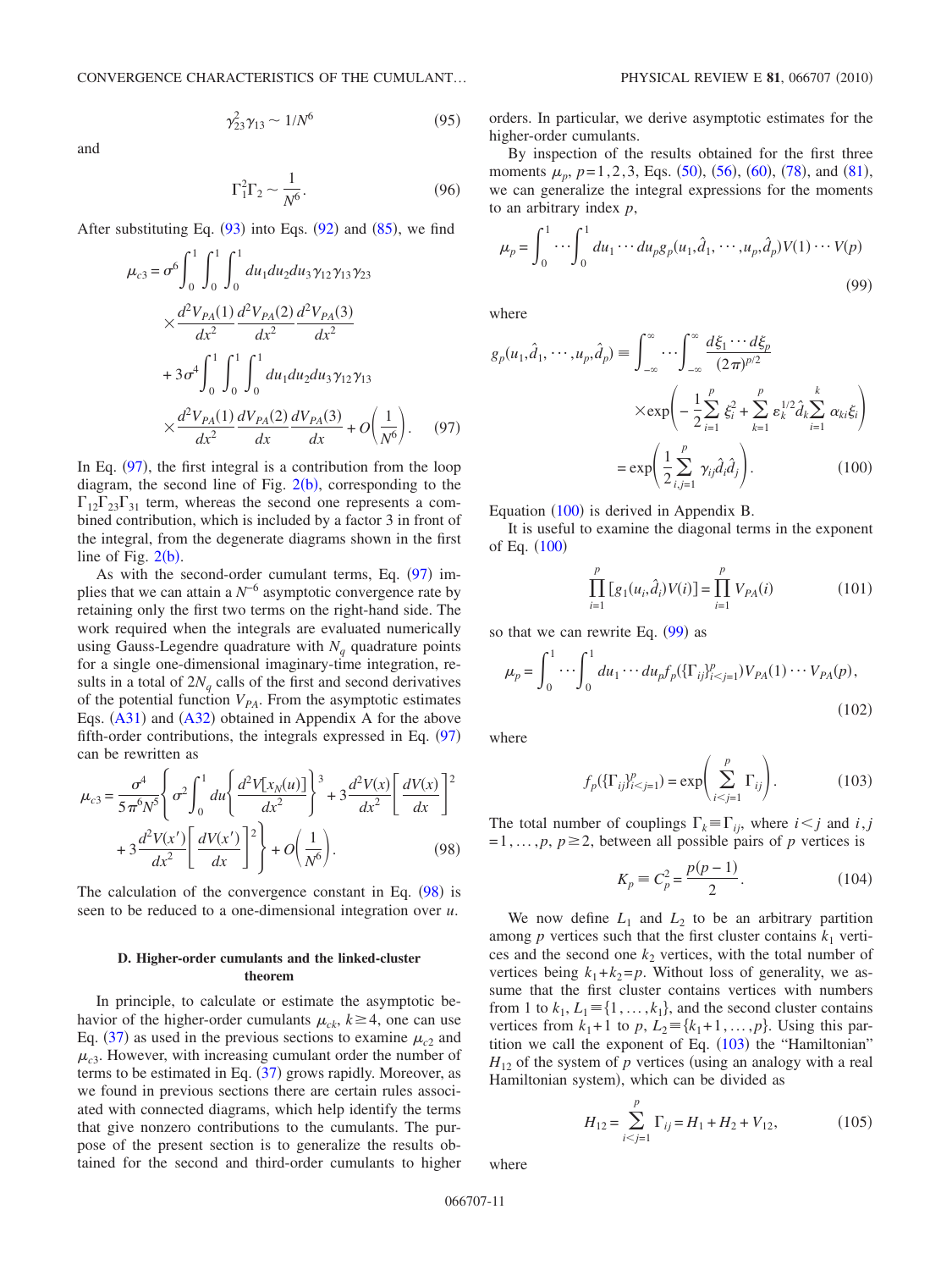$$\gamma_{23}^2\gamma_{13} \sim 1/N^6 \tag{95}$$

and

$$\Gamma_1^2\Gamma_2 \sim \frac{1}{N^6}. \tag{96}$$

After substituting Eq. (93) into Eqs. (92) and (85), we find

$$\begin{aligned}
\mu_{c3} = {} & \sigma^6 \int_0^1 \int_0^1 \int_0^1 du_1 du_2 du_3 \gamma_{12}\gamma_{13}\gamma_{23} \\
& \times \frac{d^2V_{PA}(1)}{dx^2}\frac{d^2V_{PA}(2)}{dx^2}\frac{d^2V_{PA}(3)}{dx^2} \\
& + 3\sigma^4 \int_0^1 \int_0^1 \int_0^1 du_1 du_2 du_3 \gamma_{12}\gamma_{13} \\
& \times \frac{d^2V_{PA}(1)}{dx^2}\frac{dV_{PA}(2)}{dx}\frac{dV_{PA}(3)}{dx} + O\left(\frac{1}{N^6}\right).
\end{aligned} \tag{97}$$

In Eq. (97), the first integral is a contribution from the loop diagram, the second line of Fig. 2(b), corresponding to the $\Gamma_{12}\Gamma_{23}\Gamma_{31}$ term, whereas the second one represents a combined contribution, which is included by a factor 3 in front of the integral, from the degenerate diagrams shown in the first line of Fig. 2(b).

As with the second-order cumulant terms, Eq. (97) implies that we can attain a $N^{-6}$ asymptotic convergence rate by retaining only the first two terms on the right-hand side. The work required when the integrals are evaluated numerically using Gauss-Legendre quadrature with $N_q$ quadrature points for a single one-dimensional imaginary-time integration, results in a total of $2N_q$ calls of the first and second derivatives of the potential function $V_{PA}$. From the asymptotic estimates Eqs. (A31) and (A32) obtained in Appendix A for the above fifth-order contributions, the integrals expressed in Eq. (97) can be rewritten as

$$\begin{aligned}
\mu_{c3} = {} & \frac{\sigma^4}{5\pi^6 N^5}\left\{\sigma^2 \int_0^1 du \left\{\frac{d^2V[x_N(u)]}{dx^2}\right\}^3 + 3\frac{d^2V(x)}{dx^2}\left[\frac{dV(x)}{dx}\right]^2 \right. \\
& \left. + 3\frac{d^2V(x')}{dx^2}\left[\frac{dV(x')}{dx}\right]^2\right\} + O\left(\frac{1}{N^6}\right).
\end{aligned} \tag{98}$$

The calculation of the convergence constant in Eq. (98) is seen to be reduced to a one-dimensional integration over $u$.

### D. Higher-order cumulants and the linked-cluster theorem

In principle, to calculate or estimate the asymptotic behavior of the higher-order cumulants $\mu_{ck}$, $k \geq 4$, one can use Eq. (37) as used in the previous sections to examine $\mu_{c2}$ and $\mu_{c3}$. However, with increasing cumulant order the number of terms to be estimated in Eq. (37) grows rapidly. Moreover, as we found in previous sections there are certain rules associated with connected diagrams, which help identify the terms that give nonzero contributions to the cumulants. The purpose of the present section is to generalize the results obtained for the second and third-order cumulants to higher orders. In particular, we derive asymptotic estimates for the higher-order cumulants.

By inspection of the results obtained for the first three moments $\mu_p$, $p=1,2,3$, Eqs. (50), (56), (60), (78), and (81), we can generalize the integral expressions for the moments to an arbitrary index $p$,

$$\mu_p = \int_0^1 \cdots \int_0^1 du_1 \cdots du_p g_p(u_1,\hat{d}_1, \cdots ,u_p,\hat{d}_p)V(1)\cdots V(p) \tag{99}$$

where

$$\begin{aligned}
g_p(u_1,\hat{d}_1, \cdots ,u_p,\hat{d}_p) & \equiv \int_{-\infty}^{\infty} \cdots \int_{-\infty}^{\infty} \frac{d\xi_1 \cdots d\xi_p}{(2\pi)^{p/2}} \\
& \quad \times \exp\left(-\frac{1}{2}\sum_{i=1}^p \xi_i^2 + \sum_{k=1}^p \varepsilon_k^{1/2}\hat{d}_k \sum_{i=1}^k \alpha_{ki}\xi_i\right) \\
& = \exp\left(\frac{1}{2}\sum_{i,j=1}^p \gamma_{ij}\hat{d}_i\hat{d}_j\right).
\end{aligned} \tag{100}$$

Equation (100) is derived in Appendix B.

It is useful to examine the diagonal terms in the exponent of Eq. (100)

$$\prod_{i=1}^p [g_1(u_i,\hat{d}_i)V(i)] = \prod_{i=1}^p V_{PA}(i) \tag{101}$$

so that we can rewrite Eq. (99) as

$$\mu_p = \int_0^1 \cdots \int_0^1 du_1 \cdots du_p f_p(\{\Gamma_{ij}\}_{i<j=1}^p)V_{PA}(1)\cdots V_{PA}(p), \tag{102}$$

where

$$f_p(\{\Gamma_{ij}\}_{i<j=1}^p) = \exp\left(\sum_{i<j=1}^p \Gamma_{ij}\right). \tag{103}$$

The total number of couplings $\Gamma_k \equiv \Gamma_{ij}$, where $i<j$ and $i,j = 1,\ldots,p$, $p \geq 2$, between all possible pairs of $p$ vertices is

$$K_p \equiv C_p^2 = \frac{p(p-1)}{2}. \tag{104}$$

We now define $L_1$ and $L_2$ to be an arbitrary partition among $p$ vertices such that the first cluster contains $k_1$ vertices and the second one $k_2$ vertices, with the total number of vertices being $k_1+k_2=p$. Without loss of generality, we assume that the first cluster contains vertices with numbers from 1 to $k_1$, $L_1 \equiv \{1,\ldots,k_1\}$, and the second cluster contains vertices from $k_1+1$ to $p$, $L_2 \equiv \{k_1+1,\ldots,p\}$. Using this partition we call the exponent of Eq. (103) the "Hamiltonian" $H_{12}$ of the system of $p$ vertices (using an analogy with a real Hamiltonian system), which can be divided as

$$H_{12} = \sum_{i<j=1}^p \Gamma_{ij} = H_1 + H_2 + V_{12}, \tag{105}$$

where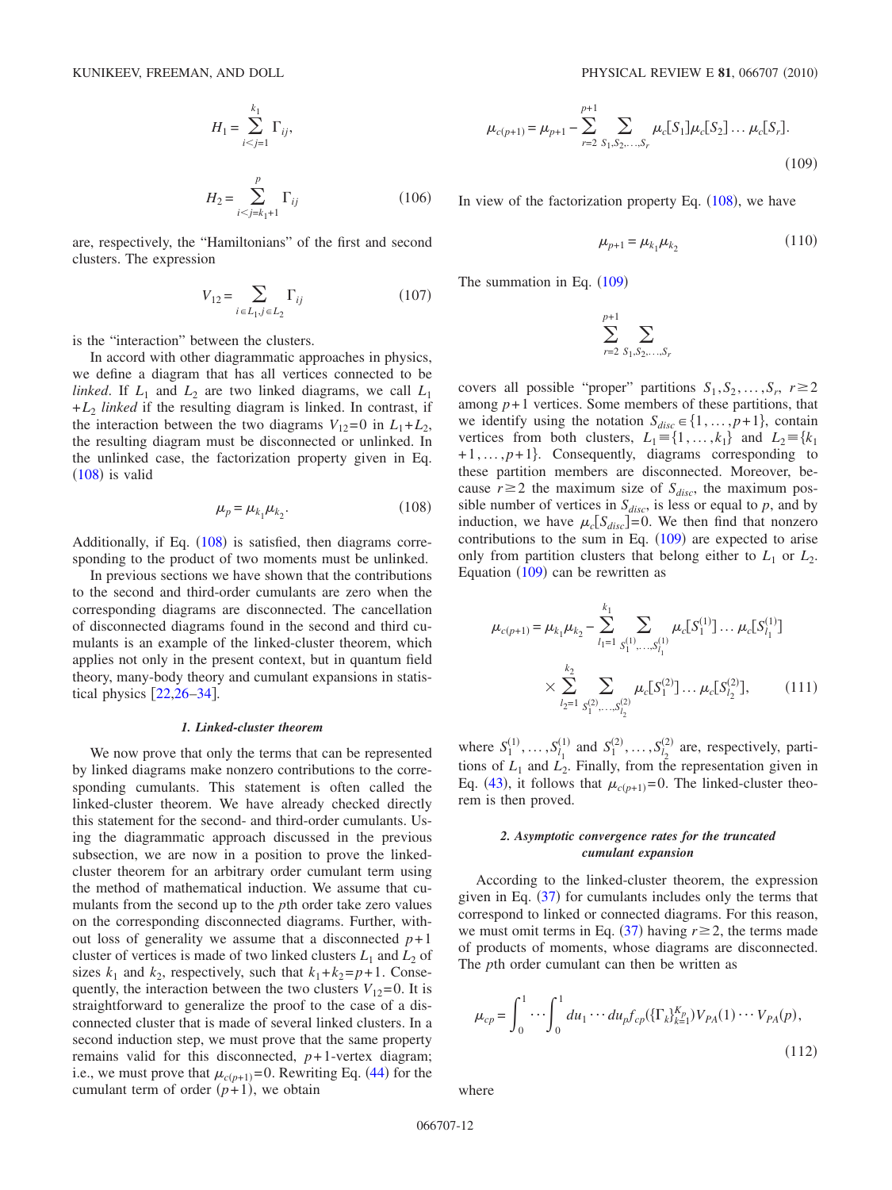$$H_1 = \sum_{i<j=1}^{k_1} \Gamma_{ij},$$

$$H_2 = \sum_{i<j=k_1+1}^{p} \Gamma_{ij} \tag{106}$$

are, respectively, the "Hamiltonians" of the first and second clusters. The expression

$$V_{12} = \sum_{i\in L_1, j\in L_2} \Gamma_{ij} \tag{107}$$

is the "interaction" between the clusters.

In accord with other diagrammatic approaches in physics, we define a diagram that has all vertices connected to be *linked*. If $L_1$ and $L_2$ are two linked diagrams, we call $L_1+L_2$ *linked* if the resulting diagram is linked. In contrast, if the interaction between the two diagrams $V_{12}=0$ in $L_1+L_2$, the resulting diagram must be disconnected or unlinked. In the unlinked case, the factorization property given in Eq. (108) is valid

$$\mu_p = \mu_{k_1}\mu_{k_2}. \tag{108}$$

Additionally, if Eq. (108) is satisfied, then diagrams corresponding to the product of two moments must be unlinked.

In previous sections we have shown that the contributions to the second and third-order cumulants are zero when the corresponding diagrams are disconnected. The cancellation of disconnected diagrams found in the second and third cumulants is an example of the linked-cluster theorem, which applies not only in the present context, but in quantum field theory, many-body theory and cumulant expansions in statistical physics [22,26–34].

#### 1. Linked-cluster theorem

We now prove that only the terms that can be represented by linked diagrams make nonzero contributions to the corresponding cumulants. This statement is often called the linked-cluster theorem. We have already checked directly this statement for the second- and third-order cumulants. Using the diagrammatic approach discussed in the previous subsection, we are now in a position to prove the linked-cluster theorem for an arbitrary order cumulant term using the method of mathematical induction. We assume that cumulants from the second up to the $p$th order take zero values on the corresponding disconnected diagrams. Further, without loss of generality we assume that a disconnected $p+1$ cluster of vertices is made of two linked clusters $L_1$ and $L_2$ of sizes $k_1$ and $k_2$, respectively, such that $k_1+k_2=p+1$. Consequently, the interaction between the two clusters $V_{12}=0$. It is straightforward to generalize the proof to the case of a disconnected cluster that is made of several linked clusters. In a second induction step, we must prove that the same property remains valid for this disconnected, $p+1$-vertex diagram; i.e., we must prove that $\mu_{c(p+1)}=0$. Rewriting Eq. (44) for the cumulant term of order $(p+1)$, we obtain

$$\mu_{c(p+1)} = \mu_{p+1} - \sum_{r=2}^{p+1} \sum_{S_1,S_2,\ldots,S_r} \mu_c[S_1]\mu_c[S_2]\ldots\mu_c[S_r]. \tag{109}$$

In view of the factorization property Eq. (108), we have

$$\mu_{p+1} = \mu_{k_1}\mu_{k_2} \tag{110}$$

The summation in Eq. (109)

$$\sum_{r=2}^{p+1} \sum_{S_1,S_2,\ldots,S_r}$$

covers all possible "proper" partitions $S_1,S_2,\ldots,S_r$, $r\geq 2$ among $p+1$ vertices. Some members of these partitions, that we identify using the notation $S_{disc}\in\{1,\ldots,p+1\}$, contain vertices from both clusters, $L_1\equiv\{1,\ldots,k_1\}$ and $L_2\equiv\{k_1+1,\ldots,p+1\}$. Consequently, diagrams corresponding to these partition members are disconnected. Moreover, because $r\geq 2$ the maximum size of $S_{disc}$, the maximum possible number of vertices in $S_{disc}$, is less or equal to $p$, and by induction, we have $\mu_c[S_{disc}]=0$. We then find that nonzero contributions to the sum in Eq. (109) are expected to arise only from partition clusters that belong either to $L_1$ or $L_2$. Equation (109) can be rewritten as

$$\mu_{c(p+1)} = \mu_{k_1}\mu_{k_2} - \sum_{l_1=1}^{k_1} \sum_{S_1^{(1)},\ldots,S_{l_1}^{(1)}} \mu_c[S_1^{(1)}]\ldots\mu_c[S_{l_1}^{(1)}] \times \sum_{l_2=1}^{k_2} \sum_{S_1^{(2)},\ldots,S_{l_2}^{(2)}} \mu_c[S_1^{(2)}]\ldots\mu_c[S_{l_2}^{(2)}], \tag{111}$$

where $S_1^{(1)},\ldots,S_{l_1}^{(1)}$ and $S_1^{(2)},\ldots,S_{l_2}^{(2)}$ are, respectively, partitions of $L_1$ and $L_2$. Finally, from the representation given in Eq. (43), it follows that $\mu_{c(p+1)}=0$. The linked-cluster theorem is then proved.

#### 2. Asymptotic convergence rates for the truncated cumulant expansion

According to the linked-cluster theorem, the expression given in Eq. (37) for cumulants includes only the terms that correspond to linked or connected diagrams. For this reason, we must omit terms in Eq. (37) having $r\geq 2$, the terms made of products of moments, whose diagrams are disconnected. The $p$th order cumulant can then be written as

$$\mu_{cp} = \int_0^1 \cdots \int_0^1 du_1\cdots du_p f_{cp}(\{\Gamma_k\}_{k=1}^{K_p}) V_{PA}(1)\cdots V_{PA}(p), \tag{112}$$

where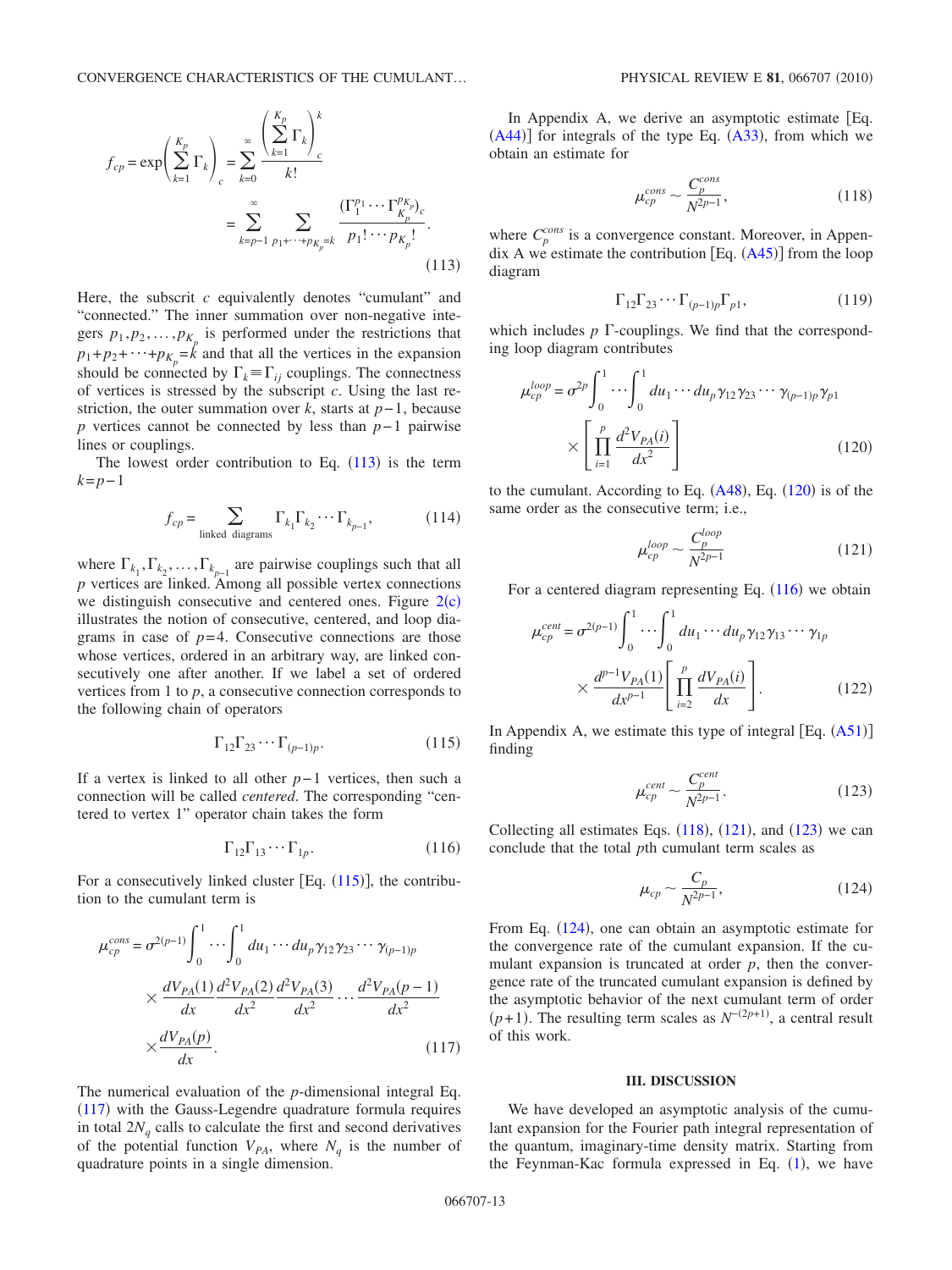$$f_{cp} = \exp\left(\sum_{k=1}^{K_p} \Gamma_k\right)_c = \sum_{k=0}^{\infty} \frac{\left(\sum_{k=1}^{K_p} \Gamma_k\right)_c^k}{k!}$$

$$= \sum_{k=p-1}^{\infty} \sum_{p_1+\cdots+p_{K_p}=k} \frac{(\Gamma_1^{p_1}\cdots\Gamma_{K_p}^{p_{K_p}})_c}{p_1!\cdots p_{K_p}!}. \tag{113}$$

Here, the subscript $c$ equivalently denotes "cumulant" and "connected." The inner summation over non-negative integers $p_1, p_2, \ldots, p_{K_p}$ is performed under the restrictions that $p_1+p_2+\cdots+p_{K_p}=k$ and that all the vertices in the expansion should be connected by $\Gamma_k \equiv \Gamma_{ij}$ couplings. The connectness of vertices is stressed by the subscript $c$. Using the last restriction, the outer summation over $k$, starts at $p-1$, because $p$ vertices cannot be connected by less than $p-1$ pairwise lines or couplings.

The lowest order contribution to Eq. (113) is the term $k=p-1$

$$f_{cp} = \sum_{\text{linked diagrams}} \Gamma_{k_1}\Gamma_{k_2}\cdots\Gamma_{k_{p-1}}, \tag{114}$$

where $\Gamma_{k_1}, \Gamma_{k_2}, \ldots, \Gamma_{k_{p-1}}$ are pairwise couplings such that all $p$ vertices are linked. Among all possible vertex connections we distinguish consecutive and centered ones. Figure 2(c) illustrates the notion of consecutive, centered, and loop diagrams in case of $p=4$. Consecutive connections are those whose vertices, ordered in an arbitrary way, are linked consecutively one after another. If we label a set of ordered vertices from 1 to $p$, a consecutive connection corresponds to the following chain of operators

$$\Gamma_{12}\Gamma_{23}\cdots\Gamma_{(p-1)p}. \tag{115}$$

If a vertex is linked to all other $p-1$ vertices, then such a connection will be called *centered*. The corresponding "centered to vertex 1" operator chain takes the form

$$\Gamma_{12}\Gamma_{13}\cdots\Gamma_{1p}. \tag{116}$$

For a consecutively linked cluster [Eq. (115)], the contribution to the cumulant term is

$$\mu_{cp}^{cons} = \sigma^{2(p-1)} \int_0^1 \cdots \int_0^1 du_1 \cdots du_p \gamma_{12}\gamma_{23}\cdots\gamma_{(p-1)p}$$
$$\times \frac{dV_{PA}(1)}{dx}\frac{d^2V_{PA}(2)}{dx^2}\frac{d^2V_{PA}(3)}{dx^2}\cdots\frac{d^2V_{PA}(p-1)}{dx^2}$$
$$\times \frac{dV_{PA}(p)}{dx}. \tag{117}$$

The numerical evaluation of the $p$-dimensional integral Eq. (117) with the Gauss-Legendre quadrature formula requires in total $2N_q$ calls to calculate the first and second derivatives of the potential function $V_{PA}$, where $N_q$ is the number of quadrature points in a single dimension.

In Appendix A, we derive an asymptotic estimate [Eq. (A44)] for integrals of the type Eq. (A33), from which we obtain an estimate for

$$\mu_{cp}^{cons} \sim \frac{C_p^{cons}}{N^{2p-1}}, \tag{118}$$

where $C_p^{cons}$ is a convergence constant. Moreover, in Appendix A we estimate the contribution [Eq. (A45)] from the loop diagram

$$\Gamma_{12}\Gamma_{23}\cdots\Gamma_{(p-1)p}\Gamma_{p1}, \tag{119}$$

which includes $p$ $\Gamma$-couplings. We find that the corresponding loop diagram contributes

$$\mu_{cp}^{loop} = \sigma^{2p} \int_0^1 \cdots \int_0^1 du_1 \cdots du_p \gamma_{12}\gamma_{23}\cdots\gamma_{(p-1)p}\gamma_{p1}$$
$$\times \left[\prod_{i=1}^{p} \frac{d^2V_{PA}(i)}{dx^2}\right] \tag{120}$$

to the cumulant. According to Eq. (A48), Eq. (120) is of the same order as the consecutive term; i.e.,

$$\mu_{cp}^{loop} \sim \frac{C_p^{loop}}{N^{2p-1}} \tag{121}$$

For a centered diagram representing Eq. (116) we obtain

$$\mu_{cp}^{cent} = \sigma^{2(p-1)} \int_0^1 \cdots \int_0^1 du_1 \cdots du_p \gamma_{12}\gamma_{13}\cdots\gamma_{1p}$$
$$\times \frac{d^{p-1}V_{PA}(1)}{dx^{p-1}}\left[\prod_{i=2}^{p} \frac{dV_{PA}(i)}{dx}\right]. \tag{122}$$

In Appendix A, we estimate this type of integral [Eq. (A51)] finding

$$\mu_{cp}^{cent} \sim \frac{C_p^{cent}}{N^{2p-1}}. \tag{123}$$

Collecting all estimates Eqs. (118), (121), and (123) we can conclude that the total $p$th cumulant term scales as

$$\mu_{cp} \sim \frac{C_p}{N^{2p-1}}, \tag{124}$$

From Eq. (124), one can obtain an asymptotic estimate for the convergence rate of the cumulant expansion. If the cumulant expansion is truncated at order $p$, then the convergence rate of the truncated cumulant expansion is defined by the asymptotic behavior of the next cumulant term of order $(p+1)$. The resulting term scales as $N^{-(2p+1)}$, a central result of this work.

## III. DISCUSSION

We have developed an asymptotic analysis of the cumulant expansion for the Fourier path integral representation of the quantum, imaginary-time density matrix. Starting from the Feynman-Kac formula expressed in Eq. (1), we have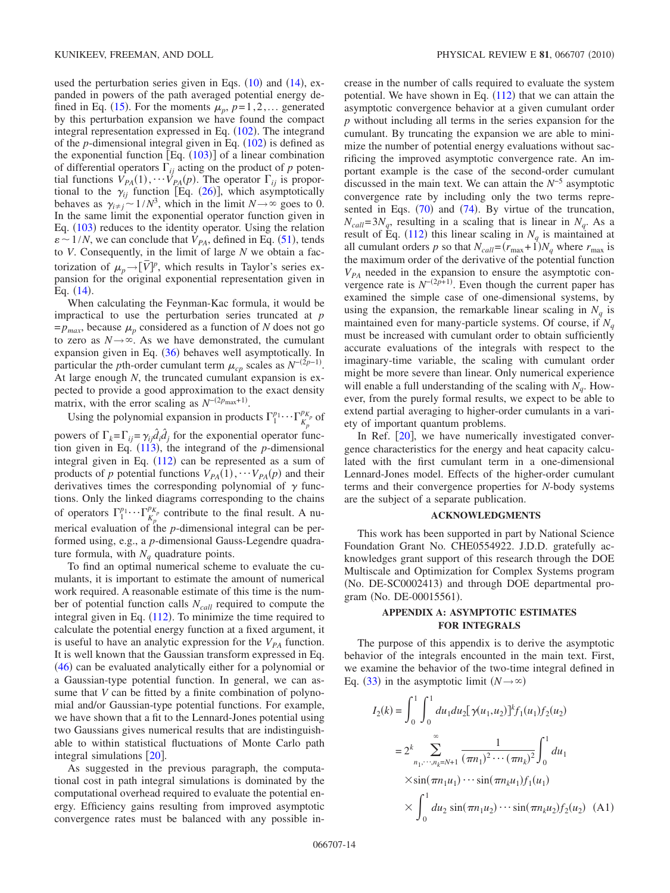used the perturbation series given in Eqs. (10) and (14), expanded in powers of the path averaged potential energy defined in Eq. (15). For the moments $\mu_p$, $p=1,2,\ldots$ generated by this perturbation expansion we have found the compact integral representation expressed in Eq. (102). The integrand of the $p$-dimensional integral given in Eq. (102) is defined as the exponential function [Eq. (103)] of a linear combination of differential operators $\Gamma_{ij}$ acting on the product of $p$ potential functions $V_{PA}(1),\cdots V_{PA}(p)$. The operator $\Gamma_{ij}$ is proportional to the $\gamma_{ij}$ function [Eq. (26)], which asymptotically behaves as $\gamma_{i\neq j}\sim 1/N^3$, which in the limit $N\to\infty$ goes to 0. In the same limit the exponential operator function given in Eq. (103) reduces to the identity operator. Using the relation $\varepsilon\sim 1/N$, we can conclude that $V_{PA}$, defined in Eq. (51), tends to $V$. Consequently, in the limit of large $N$ we obtain a factorization of $\mu_p\to[\bar{V}]^p$, which results in Taylor's series expansion for the original exponential representation given in Eq. (14).

When calculating the Feynman-Kac formula, it would be impractical to use the perturbation series truncated at $p=p_{max}$, because $\mu_p$ considered as a function of $N$ does not go to zero as $N\to\infty$. As we have demonstrated, the cumulant expansion given in Eq. (36) behaves well asymptotically. In particular the $p$th-order cumulant term $\mu_{cp}$ scales as $N^{-(2p-1)}$. At large enough $N$, the truncated cumulant expansion is expected to provide a good approximation to the exact density matrix, with the error scaling as $N^{-(2p_{\max}+1)}$.

Using the polynomial expansion in products $\Gamma_1^{p_1}\cdots\Gamma_{K_p}^{p_{K_p}}$ of powers of $\Gamma_k=\Gamma_{ij}=\gamma_{ij}\hat{d}_i\hat{d}_j$ for the exponential operator function given in Eq. (113), the integrand of the $p$-dimensional integral given in Eq. (112) can be represented as a sum of products of $p$ potential functions $V_{PA}(1),\cdots V_{PA}(p)$ and their derivatives times the corresponding polynomial of $\gamma$ functions. Only the linked diagrams corresponding to the chains of operators $\Gamma_1^{p_1}\cdots\Gamma_{K_p}^{p_{K_p}}$ contribute to the final result. A numerical evaluation of the $p$-dimensional integral can be performed using, e.g., a $p$-dimensional Gauss-Legendre quadrature formula, with $N_q$ quadrature points.

To find an optimal numerical scheme to evaluate the cumulants, it is important to estimate the amount of numerical work required. A reasonable estimate of this time is the number of potential function calls $N_{call}$ required to compute the integral given in Eq. (112). To minimize the time required to calculate the potential energy function at a fixed argument, it is useful to have an analytic expression for the $V_{PA}$ function. It is well known that the Gaussian transform expressed in Eq. (46) can be evaluated analytically either for a polynomial or a Gaussian-type potential function. In general, we can assume that $V$ can be fitted by a finite combination of polynomial and/or Gaussian-type potential functions. For example, we have shown that a fit to the Lennard-Jones potential using two Gaussians gives numerical results that are indistinguishable to within statistical fluctuations of Monte Carlo path integral simulations [20].

As suggested in the previous paragraph, the computational cost in path integral simulations is dominated by the computational overhead required to evaluate the potential energy. Efficiency gains resulting from improved asymptotic convergence rates must be balanced with any possible increase in the number of calls required to evaluate the system potential. We have shown in Eq. (112) that we can attain the asymptotic convergence behavior at a given cumulant order $p$ without including all terms in the series expansion for the cumulant. By truncating the expansion we are able to minimize the number of potential energy evaluations without sacrificing the improved asymptotic convergence rate. An important example is the case of the second-order cumulant discussed in the main text. We can attain the $N^{-5}$ asymptotic convergence rate by including only the two terms represented in Eqs. (70) and (74). By virtue of the truncation, $N_{call}=3N_q$, resulting in a scaling that is linear in $N_q$. As a result of Eq. (112) this linear scaling in $N_q$ is maintained at all cumulant orders $p$ so that $N_{call}=(r_{\max}+1)N_q$ where $r_{\max}$ is the maximum order of the derivative of the potential function $V_{PA}$ needed in the expansion to ensure the asymptotic convergence rate is $N^{-(2p+1)}$. Even though the current paper has examined the simple case of one-dimensional systems, by using the expansion, the remarkable linear scaling in $N_q$ is maintained even for many-particle systems. Of course, if $N_q$ must be increased with cumulant order to obtain sufficiently accurate evaluations of the integrals with respect to the imaginary-time variable, the scaling with cumulant order might be more severe than linear. Only numerical experience will enable a full understanding of the scaling with $N_q$. However, from the purely formal results, we expect to be able to extend partial averaging to higher-order cumulants in a variety of important quantum problems.

In Ref. [20], we have numerically investigated convergence characteristics for the energy and heat capacity calculated with the first cumulant term in a one-dimensional Lennard-Jones model. Effects of the higher-order cumulant terms and their convergence properties for $N$-body systems are the subject of a separate publication.

## ACKNOWLEDGMENTS

This work has been supported in part by National Science Foundation Grant No. CHE0554922. J.D.D. gratefully acknowledges grant support of this research through the DOE Multiscale and Optimization for Complex Systems program (No. DE-SC0002413) and through DOE departmental program (No. DE-00015561).

## APPENDIX A: ASYMPTOTIC ESTIMATES FOR INTEGRALS

The purpose of this appendix is to derive the asymptotic behavior of the integrals encounted in the main text. First, we examine the behavior of the two-time integral defined in Eq. (33) in the asymptotic limit ($N\to\infty$)

$$
\begin{aligned}
I_2(k) &= \int_0^1\int_0^1 du_1du_2[\gamma(u_1,u_2)]^k f_1(u_1)f_2(u_2)\\
&= 2^k\sum_{n_1,\cdots,n_k=N+1}^{\infty}\frac{1}{(\pi n_1)^2\cdots(\pi n_k)^2}\int_0^1 du_1\\
&\quad\times\sin(\pi n_1u_1)\cdots\sin(\pi n_ku_1)f_1(u_1)\\
&\quad\times\int_0^1 du_2\,\sin(\pi n_1u_2)\cdots\sin(\pi n_ku_2)f_2(u_2) \quad \text{(A1)}
\end{aligned}
$$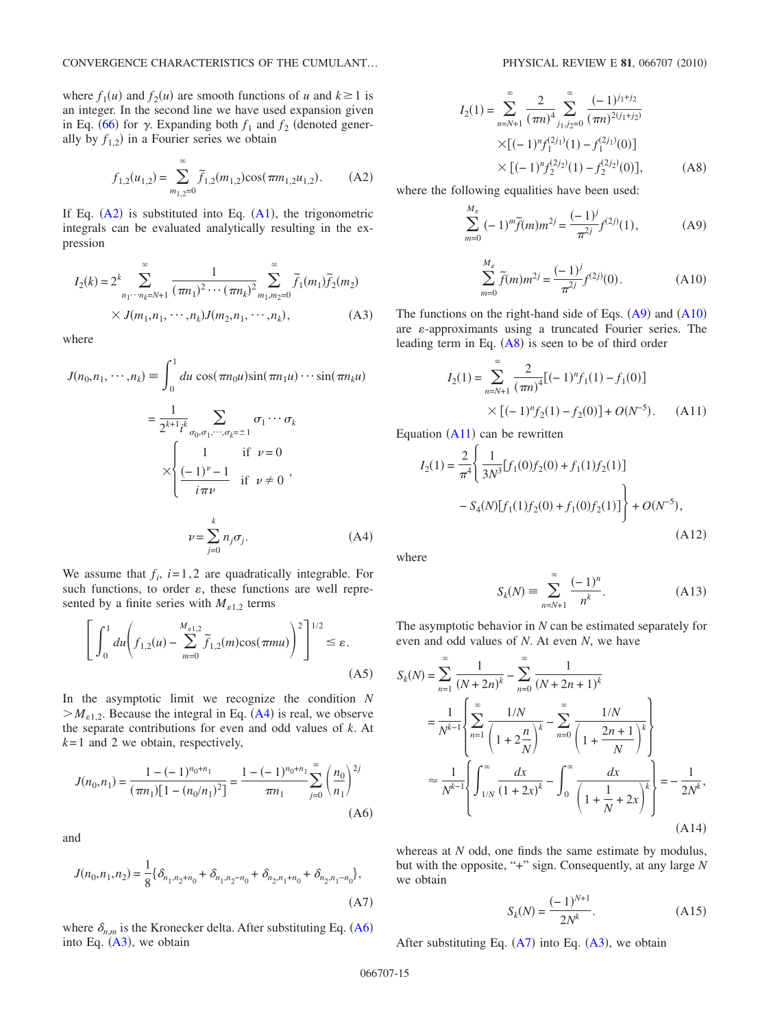where $f_1(u)$ and $f_2(u)$ are smooth functions of $u$ and $k \geq 1$ is an integer. In the second line we have used expansion given in Eq. (66) for $\gamma$. Expanding both $f_1$ and $f_2$ (denoted generally by $f_{1,2}$) in a Fourier series we obtain

$$f_{1,2}(u_{1,2}) = \sum_{m_{1,2}=0}^{\infty} \tilde{f}_{1,2}(m_{1,2})\cos(\pi m_{1,2}u_{1,2}). \tag{A2}$$

If Eq. (A2) is substituted into Eq. (A1), the trigonometric integrals can be evaluated analytically resulting in the expression

$$I_2(k) = 2^k \sum_{n_1\cdots n_k=N+1}^{\infty} \frac{1}{(\pi n_1)^2\cdots(\pi n_k)^2} \sum_{m_1,m_2=0}^{\infty} \tilde{f}_1(m_1)\tilde{f}_2(m_2) \times J(m_1,n_1,\cdots,n_k)J(m_2,n_1,\cdots,n_k), \tag{A3}$$

where

$$J(n_0,n_1,\cdots,n_k) \equiv \int_0^1 du \cos(\pi n_0 u)\sin(\pi n_1 u)\cdots\sin(\pi n_k u)$$
$$= \frac{1}{2^{k+1}i^k} \sum_{\sigma_0,\sigma_1,\cdots,\sigma_k=\pm 1} \sigma_1\cdots\sigma_k \times \begin{cases} 1 & \text{if } \nu = 0 \\ \dfrac{(-1)^\nu - 1}{i\pi\nu} & \text{if } \nu \neq 0 \end{cases},$$
$$\nu = \sum_{j=0}^{k} n_j\sigma_j. \tag{A4}$$

We assume that $f_i$, $i=1,2$ are quadratically integrable. For such functions, to order $\varepsilon$, these functions are well represented by a finite series with $M_{\varepsilon 1,2}$ terms

$$\left[\int_0^1 du\left(f_{1,2}(u) - \sum_{m=0}^{M_{\varepsilon 1,2}} \tilde{f}_{1,2}(m)\cos(\pi m u)\right)^2\right]^{1/2} \leq \varepsilon. \tag{A5}$$

In the asymptotic limit we recognize the condition $N > M_{\varepsilon 1,2}$. Because the integral in Eq. (A4) is real, we observe the separate contributions for even and odd values of $k$. At $k=1$ and 2 we obtain, respectively,

$$J(n_0,n_1) = \frac{1-(-1)^{n_0+n_1}}{(\pi n_1)[1-(n_0/n_1)^2]} = \frac{1-(-1)^{n_0+n_1}}{\pi n_1}\sum_{j=0}^{\infty}\left(\frac{n_0}{n_1}\right)^{2j} \tag{A6}$$

and

$$J(n_0,n_1,n_2) = \frac{1}{8}\{\delta_{n_1,n_2+n_0} + \delta_{n_1,n_2-n_0} + \delta_{n_2,n_1+n_0} + \delta_{n_2,n_1-n_0}\}, \tag{A7}$$

where $\delta_{n,m}$ is the Kronecker delta. After substituting Eq. (A6) into Eq. (A3), we obtain

$$I_2(1) = \sum_{n=N+1}^{\infty} \frac{2}{(\pi n)^4} \sum_{j_1,j_2=0}^{\infty} \frac{(-1)^{j_1+j_2}}{(\pi n)^{2(j_1+j_2)}} \times[(-1)^n f_1^{(2j_1)}(1) - f_1^{(2j_1)}(0)] \times[(-1)^n f_2^{(2j_2)}(1) - f_2^{(2j_2)}(0)], \tag{A8}$$

where the following equalities have been used:

$$\sum_{m=0}^{M_\varepsilon} (-1)^m \tilde{f}(m)m^{2j} = \frac{(-1)^j}{\pi^{2j}} f^{(2j)}(1), \tag{A9}$$

$$\sum_{m=0}^{M_\varepsilon} \tilde{f}(m)m^{2j} = \frac{(-1)^j}{\pi^{2j}} f^{(2j)}(0). \tag{A10}$$

The functions on the right-hand side of Eqs. (A9) and (A10) are $\varepsilon$-approximants using a truncated Fourier series. The leading term in Eq. (A8) is seen to be of third order

$$I_2(1) = \sum_{n=N+1}^{\infty} \frac{2}{(\pi n)^4}[(-1)^n f_1(1) - f_1(0)] \times[(-1)^n f_2(1) - f_2(0)] + O(N^{-5}). \tag{A11}$$

Equation (A11) can be rewritten

$$I_2(1) = \frac{2}{\pi^4}\left\{\frac{1}{3N^3}[f_1(0)f_2(0) + f_1(1)f_2(1)] - S_4(N)[f_1(1)f_2(0) + f_1(0)f_2(1)]\right\} + O(N^{-5}), \tag{A12}$$

where

$$S_k(N) \equiv \sum_{n=N+1}^{\infty} \frac{(-1)^n}{n^k}. \tag{A13}$$

The asymptotic behavior in $N$ can be estimated separately for even and odd values of $N$. At even $N$, we have

$$S_k(N) = \sum_{n=1}^{\infty} \frac{1}{(N+2n)^k} - \sum_{n=0}^{\infty} \frac{1}{(N+2n+1)^k}$$
$$= \frac{1}{N^{k-1}}\left\{\sum_{n=1}^{\infty} \frac{1/N}{\left(1+2\dfrac{n}{N}\right)^k} - \sum_{n=0}^{\infty} \frac{1/N}{\left(1+\dfrac{2n+1}{N}\right)^k}\right\}$$
$$\approx \frac{1}{N^{k-1}}\left\{\int_{1/N}^{\infty} \frac{dx}{(1+2x)^k} - \int_0^{\infty} \frac{dx}{\left(1+\dfrac{1}{N}+2x\right)^k}\right\} = -\frac{1}{2N^k}, \tag{A14}$$

whereas at $N$ odd, one finds the same estimate by modulus, but with the opposite, "+" sign. Consequently, at any large $N$ we obtain

$$S_k(N) = \frac{(-1)^{N+1}}{2N^k}. \tag{A15}$$

After substituting Eq. (A7) into Eq. (A3), we obtain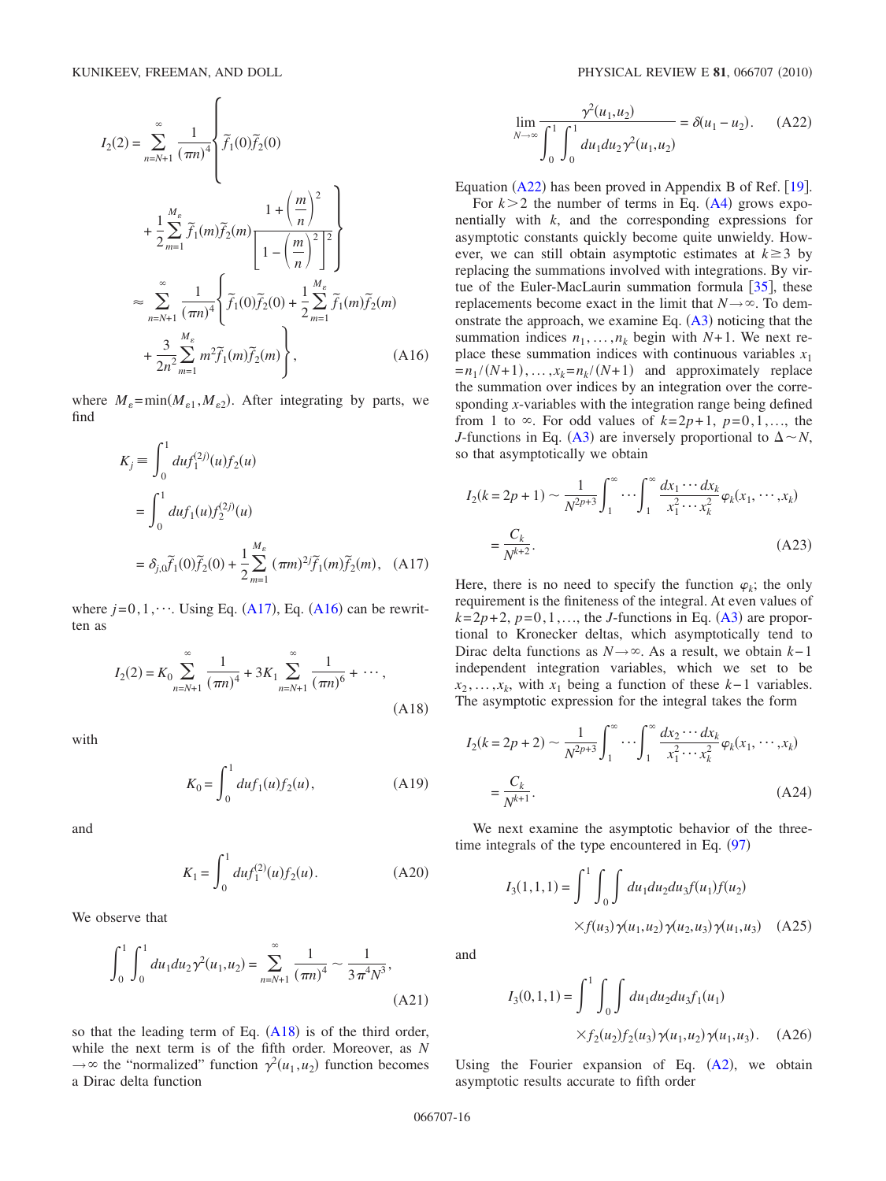$$
I_2(2) = \sum_{n=N+1}^{\infty} \frac{1}{(\pi n)^4} \left\{ \tilde{f}_1(0)\tilde{f}_2(0) + \frac{1}{2}\sum_{m=1}^{M_\varepsilon} \tilde{f}_1(m)\tilde{f}_2(m) \frac{1+\left(\frac{m}{n}\right)^2}{\left[1-\left(\frac{m}{n}\right)^2\right]^2} \right\}
$$

$$
\approx \sum_{n=N+1}^{\infty} \frac{1}{(\pi n)^4} \left\{ \tilde{f}_1(0)\tilde{f}_2(0) + \frac{1}{2}\sum_{m=1}^{M_\varepsilon} \tilde{f}_1(m)\tilde{f}_2(m) + \frac{3}{2n^2}\sum_{m=1}^{M_\varepsilon} m^2 \tilde{f}_1(m)\tilde{f}_2(m) \right\}, \quad \text{(A16)}
$$

where $M_\varepsilon = \min(M_{\varepsilon 1}, M_{\varepsilon 2})$. After integrating by parts, we find

$$
\begin{aligned}
K_j &\equiv \int_0^1 du f_1^{(2j)}(u) f_2(u) \\
&= \int_0^1 du f_1(u) f_2^{(2j)}(u) \\
&= \delta_{j,0}\tilde{f}_1(0)\tilde{f}_2(0) + \frac{1}{2}\sum_{m=1}^{M_\varepsilon} (\pi m)^{2j} \tilde{f}_1(m)\tilde{f}_2(m),
\end{aligned} \quad \text{(A17)}
$$

where $j=0,1,\cdots$. Using Eq. (A17), Eq. (A16) can be rewritten as

$$
I_2(2) = K_0 \sum_{n=N+1}^{\infty} \frac{1}{(\pi n)^4} + 3K_1 \sum_{n=N+1}^{\infty} \frac{1}{(\pi n)^6} + \cdots, \quad \text{(A18)}
$$

with

$$
K_0 = \int_0^1 du f_1(u) f_2(u), \quad \text{(A19)}
$$

and

$$
K_1 = \int_0^1 du f_1^{(2)}(u) f_2(u). \quad \text{(A20)}
$$

We observe that

$$
\int_0^1 \int_0^1 du_1 du_2 \gamma^2(u_1,u_2) = \sum_{n=N+1}^{\infty} \frac{1}{(\pi n)^4} \sim \frac{1}{3\pi^4 N^3}, \quad \text{(A21)}
$$

so that the leading term of Eq. (A18) is of the third order, while the next term is of the fifth order. Moreover, as $N \to \infty$ the "normalized" function $\gamma^2(u_1,u_2)$ function becomes a Dirac delta function

$$
\lim_{N\to\infty} \frac{\gamma^2(u_1,u_2)}{\int_0^1 \int_0^1 du_1 du_2 \gamma^2(u_1,u_2)} = \delta(u_1 - u_2). \quad \text{(A22)}
$$

Equation (A22) has been proved in Appendix B of Ref. [19].

For $k>2$ the number of terms in Eq. (A4) grows exponentially with $k$, and the corresponding expressions for asymptotic constants quickly become quite unwieldy. However, we can still obtain asymptotic estimates at $k \geq 3$ by replacing the summations involved with integrations. By virtue of the Euler-MacLaurin summation formula [35], these replacements become exact in the limit that $N \to \infty$. To demonstrate the approach, we examine Eq. (A3) noticing that the summation indices $n_1, \ldots, n_k$ begin with $N+1$. We next replace these summation indices with continuous variables $x_1 = n_1/(N+1), \ldots, x_k = n_k/(N+1)$ and approximately replace the summation over indices by an integration over the corresponding $x$-variables with the integration range being defined from 1 to $\infty$. For odd values of $k=2p+1$, $p=0,1,\ldots$, the $J$-functions in Eq. (A3) are inversely proportional to $\Delta \sim N$, so that asymptotically we obtain

$$
\begin{aligned}
I_2(k=2p+1) &\sim \frac{1}{N^{2p+3}} \int_1^\infty \cdots \int_1^\infty \frac{dx_1 \cdots dx_k}{x_1^2 \cdots x_k^2} \varphi_k(x_1, \cdots, x_k) \\
&= \frac{C_k}{N^{k+2}}.
\end{aligned} \quad \text{(A23)}
$$

Here, there is no need to specify the function $\varphi_k$; the only requirement is the finiteness of the integral. At even values of $k=2p+2$, $p=0,1,\ldots$, the $J$-functions in Eq. (A3) are proportional to Kronecker deltas, which asymptotically tend to Dirac delta functions as $N \to \infty$. As a result, we obtain $k-1$ independent integration variables, which we set to be $x_2, \ldots, x_k$, with $x_1$ being a function of these $k-1$ variables. The asymptotic expression for the integral takes the form

$$
\begin{aligned}
I_2(k=2p+2) &\sim \frac{1}{N^{2p+3}} \int_1^\infty \cdots \int_1^\infty \frac{dx_2 \cdots dx_k}{x_1^2 \cdots x_k^2} \varphi_k(x_1, \cdots, x_k) \\
&= \frac{C_k}{N^{k+1}}.
\end{aligned} \quad \text{(A24)}
$$

We next examine the asymptotic behavior of the three-time integrals of the type encountered in Eq. (97)

$$
I_3(1,1,1) = \int_0^1 \int \int du_1 du_2 du_3 f(u_1) f(u_2) \times f(u_3) \gamma(u_1,u_2) \gamma(u_2,u_3) \gamma(u_1,u_3) \quad \text{(A25)}
$$

and

$$
I_3(0,1,1) = \int_0^1 \int \int du_1 du_2 du_3 f_1(u_1) \times f_2(u_2) f_2(u_3) \gamma(u_1,u_2) \gamma(u_1,u_3). \quad \text{(A26)}
$$

Using the Fourier expansion of Eq. (A2), we obtain asymptotic results accurate to fifth order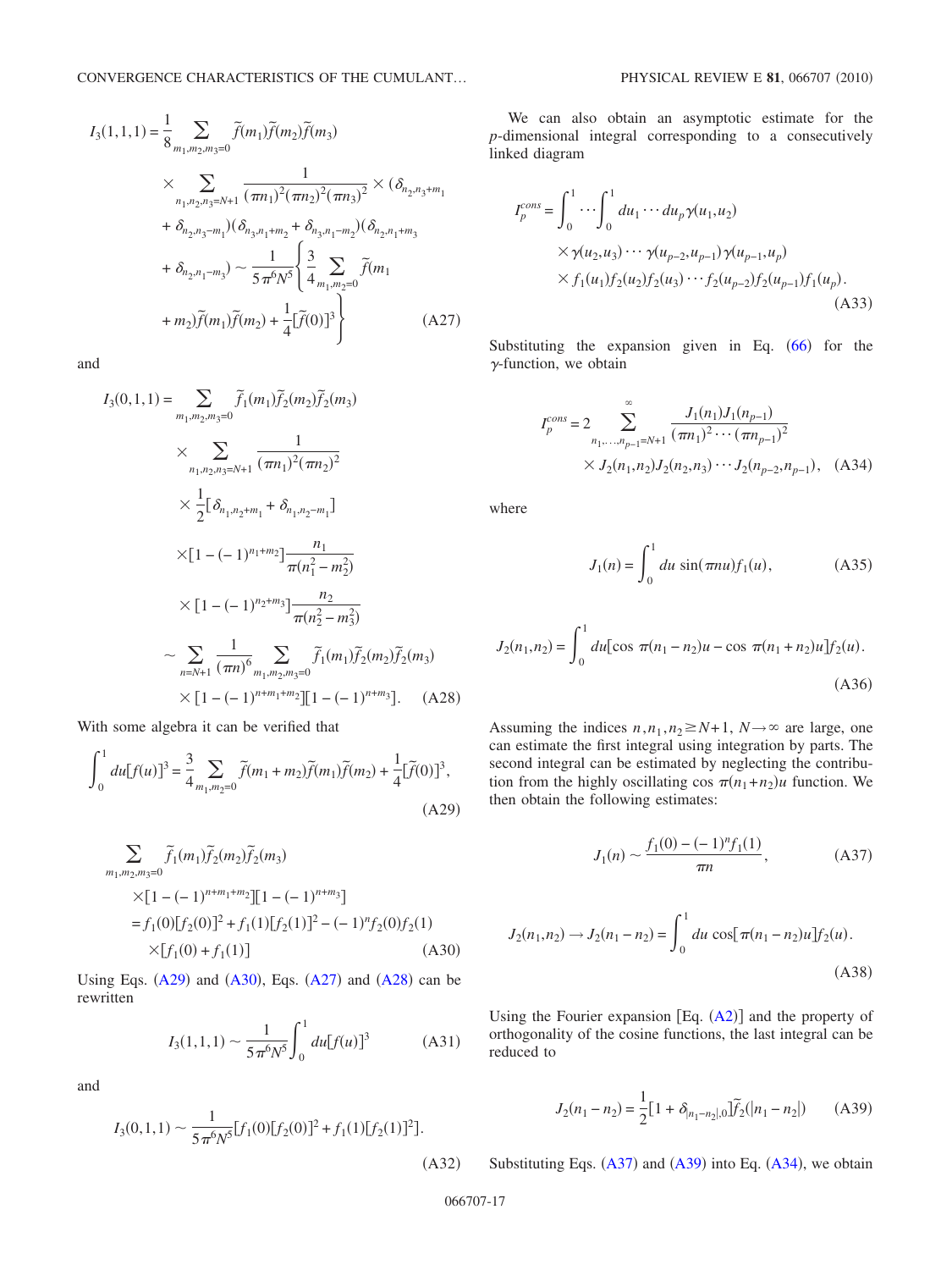$$
\begin{aligned}
I_3(1,1,1) &= \frac{1}{8}\sum_{m_1,m_2,m_3=0} \tilde{f}(m_1)\tilde{f}(m_2)\tilde{f}(m_3) \\
&\times \sum_{n_1,n_2,n_3=N+1} \frac{1}{(\pi n_1)^2(\pi n_2)^2(\pi n_3)^2} \times (\delta_{n_2,n_3+m_1} \\
&+ \delta_{n_2,n_3-m_1})(\delta_{n_3,n_1+m_2} + \delta_{n_3,n_1-m_2})(\delta_{n_2,n_1+m_3} \\
&+ \delta_{n_2,n_1-m_3}) \sim \frac{1}{5\pi^6 N^5}\left\{\frac{3}{4}\sum_{m_1,m_2=0}\tilde{f}(m_1 \right. \\
&\left. + m_2)\tilde{f}(m_1)\tilde{f}(m_2) + \frac{1}{4}[\tilde{f}(0)]^3\right\}
\end{aligned} \tag{A27}
$$

and

$$
\begin{aligned}
I_3(0,1,1) &= \sum_{m_1,m_2,m_3=0} \tilde{f}_1(m_1)\tilde{f}_2(m_2)\tilde{f}_2(m_3) \\
&\times \sum_{n_1,n_2,n_3=N+1} \frac{1}{(\pi n_1)^2(\pi n_2)^2} \\
&\times \frac{1}{2}[\delta_{n_1,n_2+m_1} + \delta_{n_1,n_2-m_1}] \\
&\times [1-(-1)^{n_1+m_2}]\frac{n_1}{\pi(n_1^2-m_2^2)} \\
&\times [1-(-1)^{n_2+m_3}]\frac{n_2}{\pi(n_2^2-m_3^2)} \\
&\sim \sum_{n=N+1} \frac{1}{(\pi n)^6} \sum_{m_1,m_2,m_3=0} \tilde{f}_1(m_1)\tilde{f}_2(m_2)\tilde{f}_2(m_3) \\
&\times [1-(-1)^{n+m_1+m_2}][1-(-1)^{n+m_3}].
\end{aligned} \tag{A28}
$$

With some algebra it can be verified that

$$
\int_0^1 du[f(u)]^3 = \frac{3}{4}\sum_{m_1,m_2=0}\tilde{f}(m_1+m_2)\tilde{f}(m_1)\tilde{f}(m_2) + \frac{1}{4}[\tilde{f}(0)]^3, \tag{A29}
$$

$$
\begin{aligned}
&\sum_{m_1,m_2,m_3=0} \tilde{f}_1(m_1)\tilde{f}_2(m_2)\tilde{f}_2(m_3) \\
&\quad\times [1-(-1)^{n+m_1+m_2}][1-(-1)^{n+m_3}] \\
&= f_1(0)[f_2(0)]^2 + f_1(1)[f_2(1)]^2 - (-1)^n f_2(0)f_2(1) \\
&\quad\times [f_1(0)+f_1(1)]
\end{aligned} \tag{A30}
$$

Using Eqs. (A29) and (A30), Eqs. (A27) and (A28) can be rewritten

$$
I_3(1,1,1) \sim \frac{1}{5\pi^6 N^5}\int_0^1 du[f(u)]^3 \tag{A31}
$$

and

$$
I_3(0,1,1) \sim \frac{1}{5\pi^6 N^5}[f_1(0)[f_2(0)]^2 + f_1(1)[f_2(1)]^2]. \tag{A32}
$$

We can also obtain an asymptotic estimate for the $p$-dimensional integral corresponding to a consecutively linked diagram

$$
\begin{aligned}
I_p^{cons} &= \int_0^1 \cdots \int_0^1 du_1 \cdots du_p \gamma(u_1,u_2) \\
&\times \gamma(u_2,u_3)\cdots\gamma(u_{p-2},u_{p-1})\gamma(u_{p-1},u_p) \\
&\times f_1(u_1)f_2(u_2)f_2(u_3)\cdots f_2(u_{p-2})f_2(u_{p-1})f_1(u_p).
\end{aligned} \tag{A33}
$$

Substituting the expansion given in Eq. (66) for the $\gamma$-function, we obtain

$$
\begin{aligned}
I_p^{cons} &= 2\sum_{n_1,\ldots,n_{p-1}=N+1}^{\infty} \frac{J_1(n_1)J_1(n_{p-1})}{(\pi n_1)^2\cdots(\pi n_{p-1})^2} \\
&\times J_2(n_1,n_2)J_2(n_2,n_3)\cdots J_2(n_{p-2},n_{p-1}),
\end{aligned} \tag{A34}
$$

where

$$
J_1(n) = \int_0^1 du\,\sin(\pi n u)f_1(u), \tag{A35}
$$

$$
J_2(n_1,n_2) = \int_0^1 du[\cos\,\pi(n_1-n_2)u - \cos\,\pi(n_1+n_2)u]f_2(u). \tag{A36}
$$

Assuming the indices $n, n_1, n_2 \geq N+1$, $N\to\infty$ are large, one can estimate the first integral using integration by parts. The second integral can be estimated by neglecting the contribution from the highly oscillating $\cos\,\pi(n_1+n_2)u$ function. We then obtain the following estimates:

$$
J_1(n) \sim \frac{f_1(0)-(-1)^n f_1(1)}{\pi n}, \tag{A37}
$$

$$
J_2(n_1,n_2) \to J_2(n_1-n_2) = \int_0^1 du\,\cos[\pi(n_1-n_2)u]f_2(u). \tag{A38}
$$

Using the Fourier expansion [Eq. (A2)] and the property of orthogonality of the cosine functions, the last integral can be reduced to

$$
J_2(n_1-n_2) = \frac{1}{2}[1+\delta_{|n_1-n_2|,0}]\tilde{f}_2(|n_1-n_2|) \tag{A39}
$$

Substituting Eqs. (A37) and (A39) into Eq. (A34), we obtain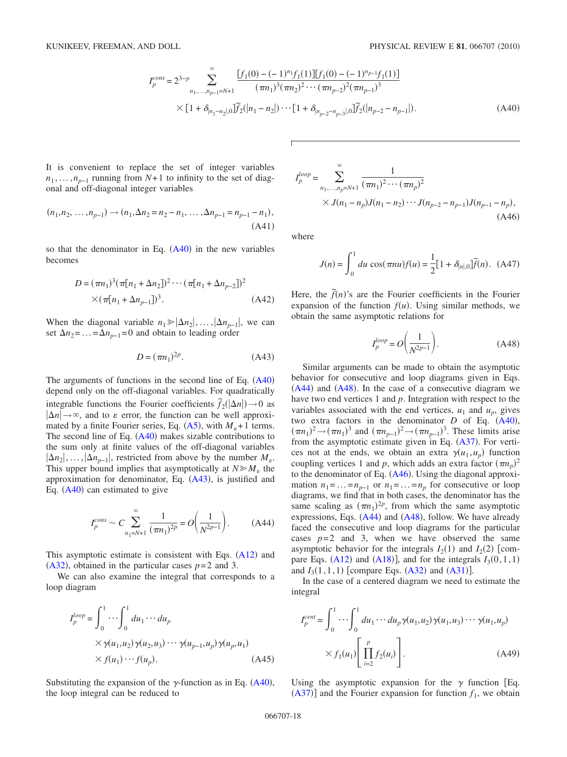$$I_p^{cons} = 2^{3-p} \sum_{n_1,\ldots,n_{p-1}=N+1}^{\infty} \frac{[f_1(0)-(-1)^{n_1}f_1(1)][f_1(0)-(-1)^{n_{p-1}}f_1(1)]}{(\pi n_1)^3(\pi n_2)^2\cdots(\pi n_{p-2})^2(\pi n_{p-1})^3} \times [1+\delta_{|n_1-n_2|,0}]\tilde{f}_2(|n_1-n_2|)\cdots[1+\delta_{|n_{p-2}-n_{p-3}|,0}]\tilde{f}_2(|n_{p-2}-n_{p-1}|). \quad \text{(A40)}$$

It is convenient to replace the set of integer variables $n_1,\ldots,n_{p-1}$ running from $N+1$ to infinity to the set of diagonal and off-diagonal integer variables

$$(n_1,n_2,\ldots,n_{p-1}) \to (n_1,\Delta n_2 = n_2-n_1,\ldots,\Delta n_{p-1}=n_{p-1}-n_1), \quad \text{(A41)}$$

so that the denominator in Eq. (A40) in the new variables becomes

$$D = (\pi n_1)^3(\pi[n_1+\Delta n_2])^2\cdots(\pi[n_1+\Delta n_{p-2}])^2 \times (\pi[n_1+\Delta n_{p-1}])^3. \quad \text{(A42)}$$

When the diagonal variable $n_1 \gg |\Delta n_2|,\ldots,|\Delta n_{p-1}|$, we can set $\Delta n_2 = \ldots = \Delta n_{p-1} = 0$ and obtain to leading order

$$D = (\pi n_1)^{2p}. \quad \text{(A43)}$$

The arguments of functions in the second line of Eq. (A40) depend only on the off-diagonal variables. For quadratically integrable functions the Fourier coefficients $\tilde{f}_2(|\Delta n|)\to 0$ as $|\Delta n|\to\infty$, and to $\varepsilon$ error, the function can be well approximated by a finite Fourier series, Eq. (A5), with $M_\varepsilon+1$ terms. The second line of Eq. (A40) makes sizable contributions to the sum only at finite values of the off-diagonal variables $|\Delta n_2|,\ldots,|\Delta n_{p-1}|$, restricted from above by the number $M_\varepsilon$. This upper bound implies that asymptotically at $N \gg M_\varepsilon$ the approximation for denominator, Eq. (A43), is justified and Eq. (A40) can estimated to give

$$I_p^{cons} \sim C \sum_{n_1=N+1}^{\infty} \frac{1}{(\pi n_1)^{2p}} = O\left(\frac{1}{N^{2p-1}}\right). \quad \text{(A44)}$$

This asymptotic estimate is consistent with Eqs. (A12) and (A32), obtained in the particular cases $p=2$ and 3.

We can also examine the integral that corresponds to a loop diagram

$$I_p^{loop} = \int_0^1 \cdots \int_0^1 du_1\cdots du_p \times \gamma(u_1,u_2)\gamma(u_2,u_3)\cdots\gamma(u_{p-1},u_p)\gamma(u_p,u_1) \times f(u_1)\cdots f(u_p). \quad \text{(A45)}$$

Substituting the expansion of the $\gamma$-function as in Eq. (A40), the loop integral can be reduced to

$$I_p^{loop} = \sum_{n_1,\ldots,n_p=N+1}^{\infty} \frac{1}{(\pi n_1)^2\cdots(\pi n_p)^2} \times J(n_1-n_p)J(n_1-n_2)\cdots J(n_{p-2}-n_{p-1})J(n_{p-1}-n_p), \quad \text{(A46)}$$

where

$$J(n) = \int_0^1 du \cos(\pi n u) f(u) = \frac{1}{2}[1+\delta_{|n|,0}]\tilde{f}(n). \quad \text{(A47)}$$

Here, the $\tilde{f}(n)$'s are the Fourier coefficients in the Fourier expansion of the function $f(u)$. Using similar methods, we obtain the same asymptotic relations for

$$I_p^{loop} = O\left(\frac{1}{N^{2p-1}}\right). \quad \text{(A48)}$$

Similar arguments can be made to obtain the asymptotic behavior for consecutive and loop diagrams given in Eqs. (A44) and (A48). In the case of a consecutive diagram we have two end vertices 1 and $p$. Integration with respect to the variables associated with the end vertices, $u_1$ and $u_p$, gives two extra factors in the denominator $D$ of Eq. (A40), $(\pi n_1)^2 \to (\pi n_1)^3$ and $(\pi n_{p-1})^2 \to (\pi n_{p-1})^3$. These limits arise from the asymptotic estimate given in Eq. (A37). For vertices not at the ends, we obtain an extra $\gamma(u_1,u_p)$ function coupling vertices 1 and $p$, which adds an extra factor $(\pi n_p)^2$ to the denominator of Eq. (A46). Using the diagonal approximation $n_1 = \ldots = n_{p-1}$ or $n_1 = \ldots = n_p$ for consecutive or loop diagrams, we find that in both cases, the denominator has the same scaling as $(\pi n_1)^{2p}$, from which the same asymptotic expressions, Eqs. (A44) and (A48), follow. We have already faced the consecutive and loop diagrams for the particular cases $p=2$ and 3, when we have observed the same asymptotic behavior for the integrals $I_2(1)$ and $I_2(2)$ [compare Eqs. (A12) and (A18)], and for the integrals $I_3(0,1,1)$ and $I_3(1,1,1)$ [compare Eqs. (A32) and (A31)].

In the case of a centered diagram we need to estimate the integral

$$I_p^{cent} = \int_0^1 \cdots \int_0^1 du_1\cdots du_p \gamma(u_1,u_2)\gamma(u_1,u_3)\cdots\gamma(u_1,u_p) \times f_1(u_1)\left[\prod_{i=2}^{p} f_2(u_i)\right]. \quad \text{(A49)}$$

Using the asymptotic expansion for the $\gamma$ function [Eq. (A37)] and the Fourier expansion for function $f_1$, we obtain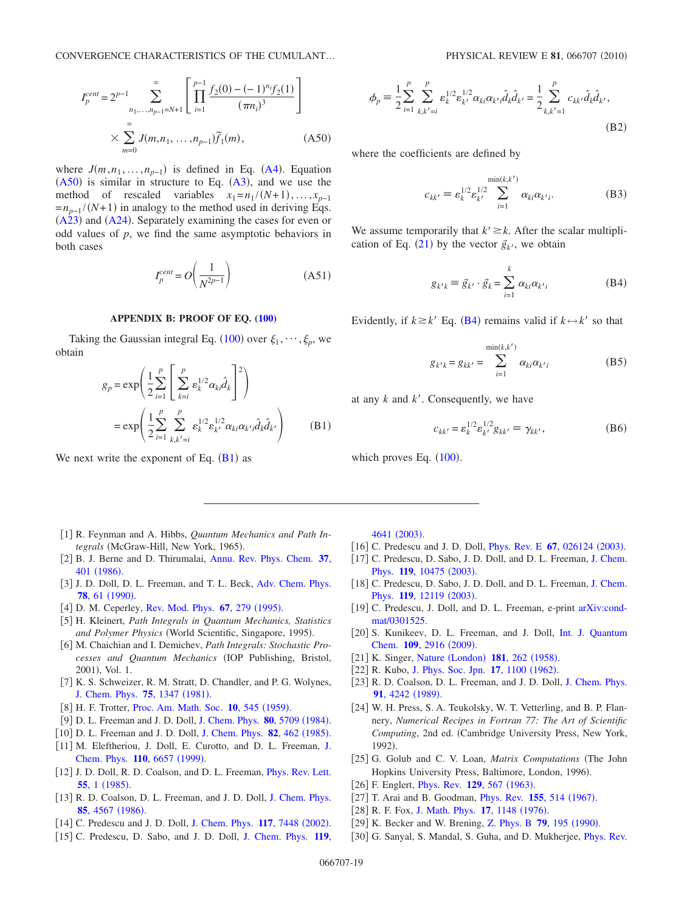$$I_p^{cent} = 2^{p-1} \sum_{n_1,\ldots,n_{p-1}=N+1}^{\infty} \left[ \prod_{i=1}^{p-1} \frac{f_2(0) - (-1)^{n_i} f_2(1)}{(\pi n_i)^3} \right] \times \sum_{m=0}^{\infty} J(m, n_1, \ldots, n_{p-1}) \tilde{f}_1(m), \tag{A50}$$

where $J(m, n_1, \ldots, n_{p-1})$ is defined in Eq. (A4). Equation (A50) is similar in structure to Eq. (A3), and we use the method of rescaled variables $x_1 = n_1/(N+1), \ldots, x_{p-1} = n_{p-1}/(N+1)$ in analogy to the method used in deriving Eqs. (A23) and (A24). Separately examining the cases for even or odd values of $p$, we find the same asymptotic behaviors in both cases

$$I_p^{cent} = O\left(\frac{1}{N^{2p-1}}\right) \tag{A51}$$

## APPENDIX B: PROOF OF EQ. (100)

Taking the Gaussian integral Eq. (100) over $\xi_1, \cdots, \xi_p$, we obtain

$$g_p = \exp\left( \frac{1}{2} \sum_{i=1}^{p} \left[ \sum_{k=i}^{p} \varepsilon_k^{1/2} \alpha_{ki} \hat{d}_k \right]^2 \right) = \exp\left( \frac{1}{2} \sum_{i=1}^{p} \sum_{k,k'=i}^{p} \varepsilon_k^{1/2} \varepsilon_{k'}^{1/2} \alpha_{ki} \alpha_{k'i} \hat{d}_k \hat{d}_{k'} \right) \tag{B1}$$

We next write the exponent of Eq. (B1) as

$$\phi_p \equiv \frac{1}{2} \sum_{i=1}^{p} \sum_{k,k'=i}^{p} \varepsilon_k^{1/2} \varepsilon_{k'}^{1/2} \alpha_{ki} \alpha_{k'i} \hat{d}_k \hat{d}_{k'} = \frac{1}{2} \sum_{k,k'=1}^{p} c_{kk'} \hat{d}_k \hat{d}_{k'}, \tag{B2}$$

where the coefficients are defined by

$$c_{kk'} \equiv \varepsilon_k^{1/2} \varepsilon_{k'}^{1/2} \sum_{i=1}^{\min(k,k')} \alpha_{ki} \alpha_{k'i}. \tag{B3}$$

We assume temporarily that $k' \geq k$. After the scalar multiplication of Eq. (21) by the vector $\vec{g}_{k'}$, we obtain

$$g_{k'k} \equiv \vec{g}_{k'} \cdot \vec{g}_k = \sum_{i=1}^{k} \alpha_{ki} \alpha_{k'i} \tag{B4}$$

Evidently, if $k \geq k'$ Eq. (B4) remains valid if $k \leftrightarrow k'$ so that

$$g_{k'k} = g_{kk'} = \sum_{i=1}^{\min(k,k')} \alpha_{ki} \alpha_{k'i} \tag{B5}$$

at any $k$ and $k'$. Consequently, we have

$$c_{kk'} = \varepsilon_k^{1/2} \varepsilon_{k'}^{1/2} g_{kk'} \equiv \gamma_{kk'}, \tag{B6}$$

which proves Eq. (100).

---

[1] R. Feynman and A. Hibbs, *Quantum Mechanics and Path Integrals* (McGraw-Hill, New York, 1965).
[2] B. J. Berne and D. Thirumalai, Annu. Rev. Phys. Chem. **37**, 401 (1986).
[3] J. D. Doll, D. L. Freeman, and T. L. Beck, Adv. Chem. Phys. **78**, 61 (1990).
[4] D. M. Ceperley, Rev. Mod. Phys. **67**, 279 (1995).
[5] H. Kleinert, *Path Integrals in Quantum Mechanics, Statistics and Polymer Physics* (World Scientific, Singapore, 1995).
[6] M. Chaichian and I. Demichev, *Path Integrals: Stochastic Processes and Quantum Mechanics* (IOP Publishing, Bristol, 2001), Vol. 1.
[7] K. S. Schweizer, R. M. Stratt, D. Chandler, and P. G. Wolynes, J. Chem. Phys. **75**, 1347 (1981).
[8] H. F. Trotter, Proc. Am. Math. Soc. **10**, 545 (1959).
[9] D. L. Freeman and J. D. Doll, J. Chem. Phys. **80**, 5709 (1984).
[10] D. L. Freeman and J. D. Doll, J. Chem. Phys. **82**, 462 (1985).
[11] M. Eleftheriou, J. Doll, E. Curotto, and D. L. Freeman, J. Chem. Phys. **110**, 6657 (1999).
[12] J. D. Doll, R. D. Coalson, and D. L. Freeman, Phys. Rev. Lett. **55**, 1 (1985).
[13] R. D. Coalson, D. L. Freeman, and J. D. Doll, J. Chem. Phys. **85**, 4567 (1986).
[14] C. Predescu and J. D. Doll, J. Chem. Phys. **117**, 7448 (2002).
[15] C. Predescu, D. Sabo, and J. D. Doll, J. Chem. Phys. **119**, 4641 (2003).
[16] C. Predescu and J. D. Doll, Phys. Rev. E **67**, 026124 (2003).
[17] C. Predescu, D. Sabo, J. D. Doll, and D. L. Freeman, J. Chem. Phys. **119**, 10475 (2003).
[18] C. Predescu, D. Sabo, J. D. Doll, and D. L. Freeman, J. Chem. Phys. **119**, 12119 (2003).
[19] C. Predescu, J. Doll, and D. L. Freeman, e-print arXiv:cond-mat/0301525.
[20] S. Kunikeev, D. L. Freeman, and J. Doll, Int. J. Quantum Chem. **109**, 2916 (2009).
[21] K. Singer, Nature (London) **181**, 262 (1958).
[22] R. Kubo, J. Phys. Soc. Jpn. **17**, 1100 (1962).
[23] R. D. Coalson, D. L. Freeman, and J. D. Doll, J. Chem. Phys. **91**, 4242 (1989).
[24] W. H. Press, S. A. Teukolsky, W. T. Vetterling, and B. P. Flannery, *Numerical Recipes in Fortran 77: The Art of Scientific Computing*, 2nd ed. (Cambridge University Press, New York, 1992).
[25] G. Golub and C. V. Loan, *Matrix Computations* (The John Hopkins University Press, Baltimore, London, 1996).
[26] F. Englert, Phys. Rev. **129**, 567 (1963).
[27] T. Arai and B. Goodman, Phys. Rev. **155**, 514 (1967).
[28] R. F. Fox, J. Math. Phys. **17**, 1148 (1976).
[29] K. Becker and W. Brening, Z. Phys. B **79**, 195 (1990).
[30] G. Sanyal, S. Mandal, S. Guha, and D. Mukherjee, Phys. Rev.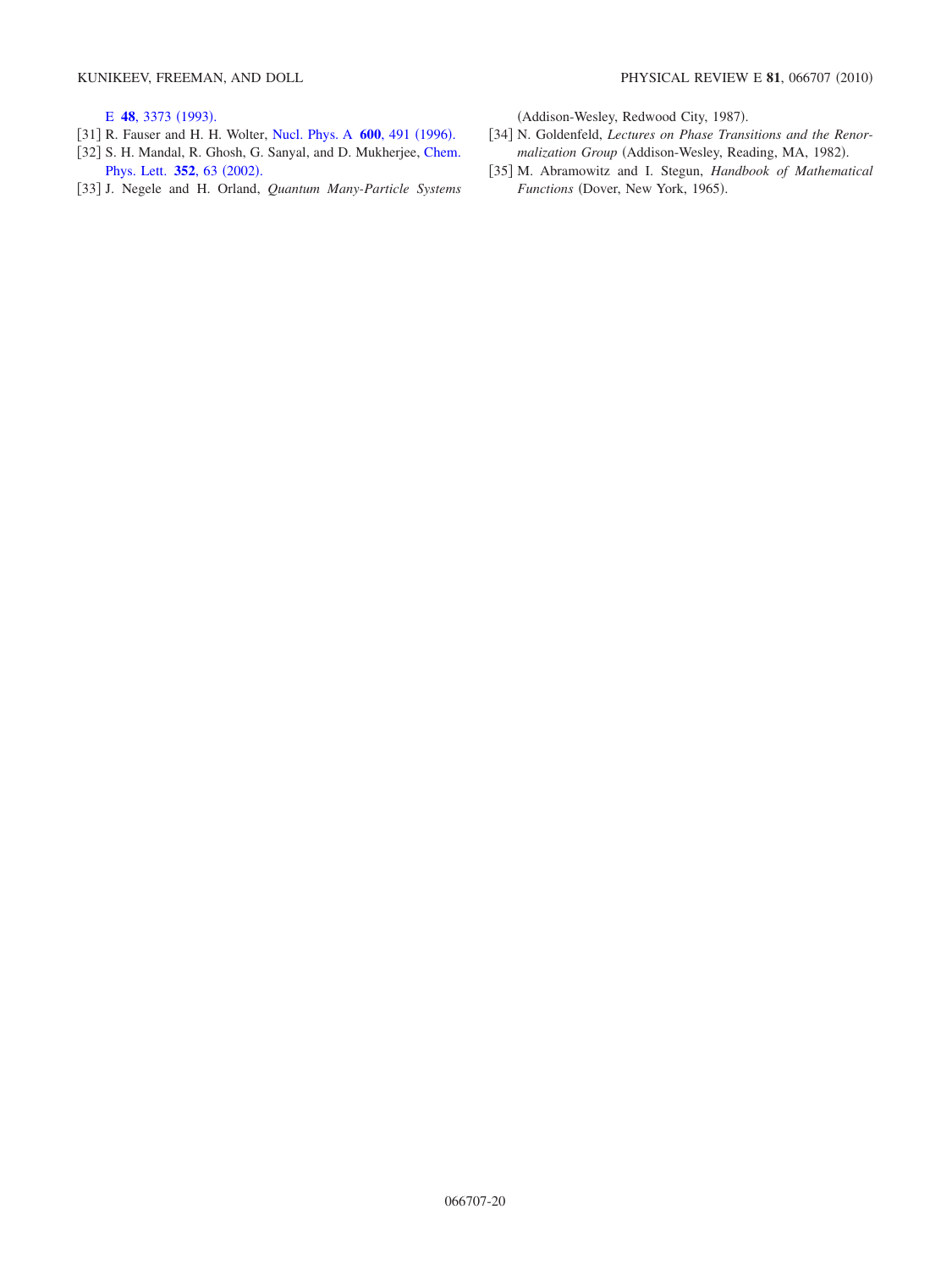E **48**, 3373 (1993).

[31] R. Fauser and H. H. Wolter, Nucl. Phys. A **600**, 491 (1996).

[32] S. H. Mandal, R. Ghosh, G. Sanyal, and D. Mukherjee, Chem. Phys. Lett. **352**, 63 (2002).

[33] J. Negele and H. Orland, *Quantum Many-Particle Systems* (Addison-Wesley, Redwood City, 1987).

[34] N. Goldenfeld, *Lectures on Phase Transitions and the Renormalization Group* (Addison-Wesley, Reading, MA, 1982).

[35] M. Abramowitz and I. Stegun, *Handbook of Mathematical Functions* (Dover, New York, 1965).